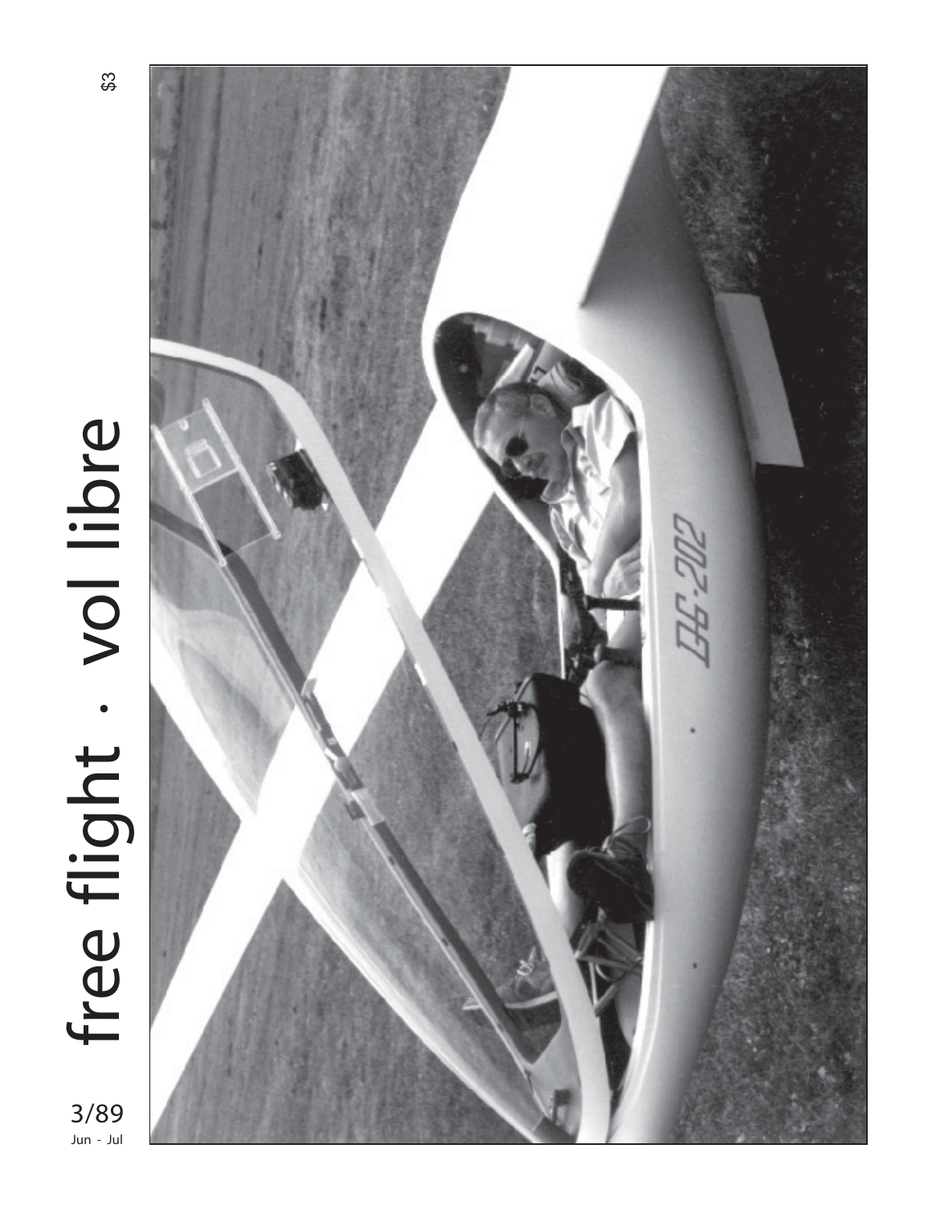# free flight · vol libre

3/89

Jun - Jul

$3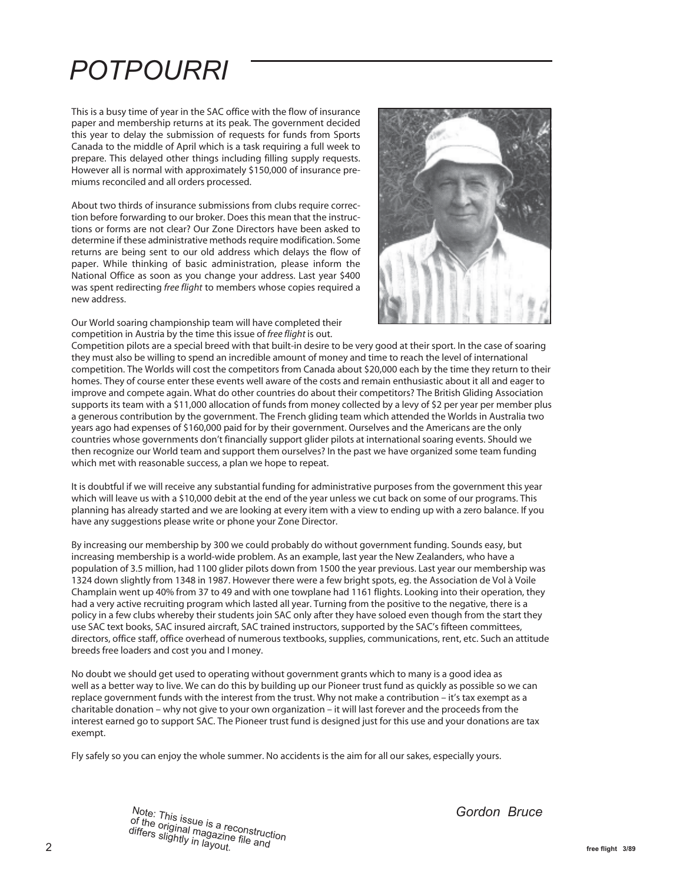# POTPOURRI

This is a busy time of year in the SAC office with the flow of insurance paper and membership returns at its peak. The government decided this year to delay the submission of requests for funds from Sports Canada to the middle of April which is a task requiring a full week to prepare. This delayed other things including filling supply requests. However all is normal with approximately $150,000 of insurance premiums reconciled and all orders processed.

About two thirds of insurance submissions from clubs require correction before forwarding to our broker. Does this mean that the instructions or forms are not clear? Our Zone Directors have been asked to determine if these administrative methods require modification. Some returns are being sent to our old address which delays the flow of paper. While thinking of basic administration, please inform the National Office as soon as you change your address. Last year $400 was spent redirecting *free flight* to members whose copies required a new address.

Our World soaring championship team will have completed their competition in Austria by the time this issue of *free flight* is out. Competition pilots are a special breed with that built-in desire to be very good at their sport. In the case of soaring they must also be willing to spend an incredible amount of money and time to reach the level of international competition. The Worlds will cost the competitors from Canada about $20,000 each by the time they return to their homes. They of course enter these events well aware of the costs and remain enthusiastic about it all and eager to improve and compete again. What do other countries do about their competitors? The British Gliding Association supports its team with a $11,000 allocation of funds from money collected by a levy of $2 per year per member plus a generous contribution by the government. The French gliding team which attended the Worlds in Australia two years ago had expenses of $160,000 paid for by their government. Ourselves and the Americans are the only countries whose governments don't financially support glider pilots at international soaring events. Should we then recognize our World team and support them ourselves? In the past we have organized some team funding which met with reasonable success, a plan we hope to repeat.

It is doubtful if we will receive any substantial funding for administrative purposes from the government this year which will leave us with a $10,000 debit at the end of the year unless we cut back on some of our programs. This planning has already started and we are looking at every item with a view to ending up with a zero balance. If you have any suggestions please write or phone your Zone Director.

By increasing our membership by 300 we could probably do without government funding. Sounds easy, but increasing membership is a world-wide problem. As an example, last year the New Zealanders, who have a population of 3.5 million, had 1100 glider pilots down from 1500 the year previous. Last year our membership was 1324 down slightly from 1348 in 1987. However there were a few bright spots, eg. the Association de Vol à Voile Champlain went up 40% from 37 to 49 and with one towplane had 1161 flights. Looking into their operation, they had a very active recruiting program which lasted all year. Turning from the positive to the negative, there is a policy in a few clubs whereby their students join SAC only after they have soloed even though from the start they use SAC text books, SAC insured aircraft, SAC trained instructors, supported by the SAC's fifteen committees, directors, office staff, office overhead of numerous textbooks, supplies, communications, rent, etc. Such an attitude breeds free loaders and cost you and I money.

No doubt we should get used to operating without government grants which to many is a good idea as well as a better way to live. We can do this by building up our Pioneer trust fund as quickly as possible so we can replace government funds with the interest from the trust. Why not make a contribution – it's tax exempt as a charitable donation – why not give to your own organization – it will last forever and the proceeds from the interest earned go to support SAC. The Pioneer trust fund is designed just for this use and your donations are tax exempt.

Fly safely so you can enjoy the whole summer. No accidents is the aim for all our sakes, especially yours.

*Gordon Bruce*

*Note: This issue is a reconstruction of the original magazine file and differs slightly in layout.*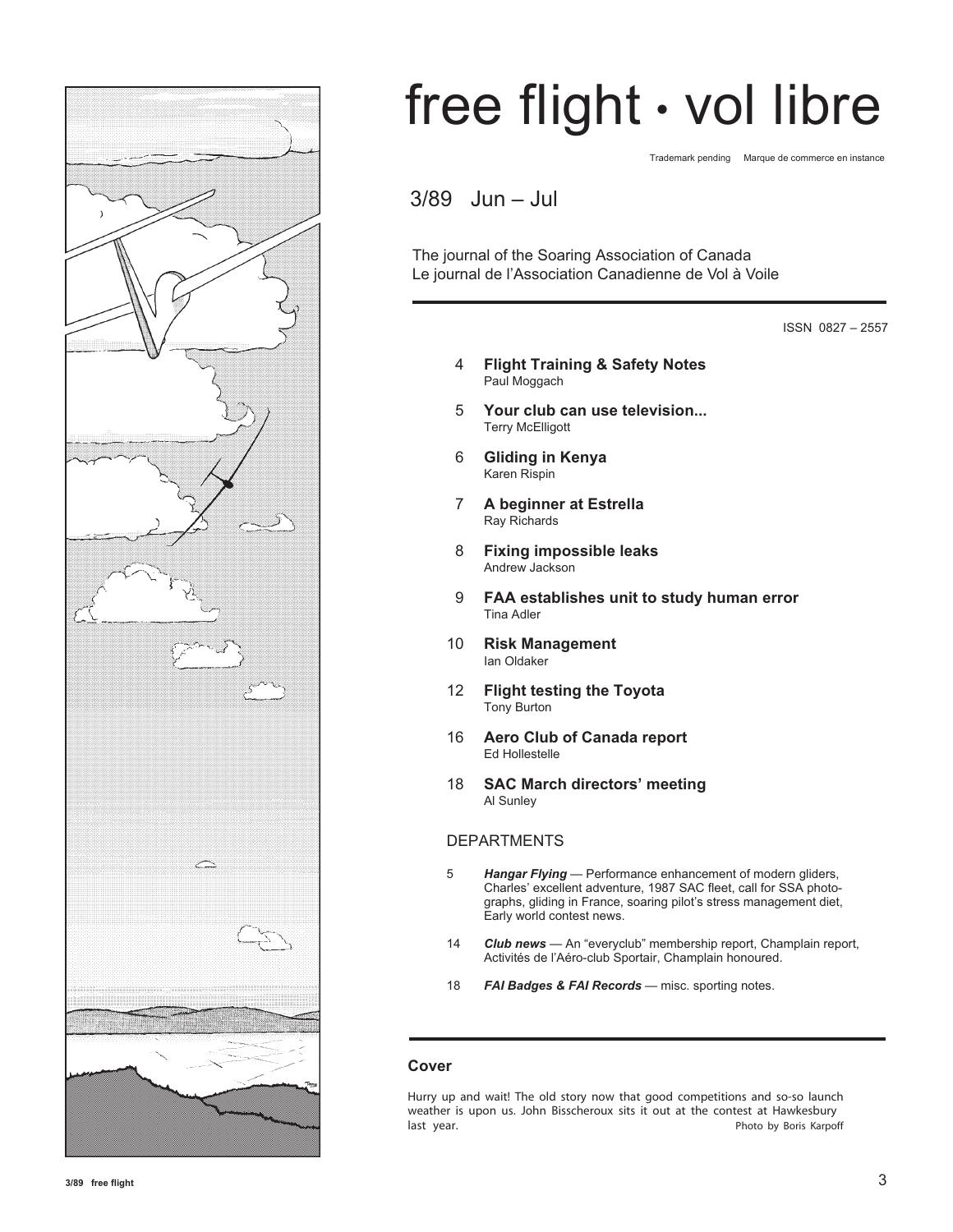# free flight • vol libre

Trademark pending Marque de commerce en instance

## 3/89 Jun – Jul

The journal of the Soaring Association of Canada
Le journal de l'Association Canadienne de Vol à Voile

ISSN 0827 – 2557

4 **Flight Training & Safety Notes**
Paul Moggach

5 **Your club can use television...**
Terry McElligott

6 **Gliding in Kenya**
Karen Rispin

7 **A beginner at Estrella**
Ray Richards

8 **Fixing impossible leaks**
Andrew Jackson

9 **FAA establishes unit to study human error**
Tina Adler

10 **Risk Management**
Ian Oldaker

12 **Flight testing the Toyota**
Tony Burton

16 **Aero Club of Canada report**
Ed Hollestelle

18 **SAC March directors' meeting**
Al Sunley

### DEPARTMENTS

5 ***Hangar Flying*** — Performance enhancement of modern gliders, Charles' excellent adventure, 1987 SAC fleet, call for SSA photographs, gliding in France, soaring pilot's stress management diet, Early world contest news.

14 ***Club news*** — An "everyclub" membership report, Champlain report, Activités de l'Aéro-club Sportair, Champlain honoured.

18 ***FAI Badges & FAI Records*** — misc. sporting notes.

### Cover

Hurry up and wait! The old story now that good competitions and so-so launch weather is upon us. John Bisscheroux sits it out at the contest at Hawkesbury last year. Photo by Boris Karpoff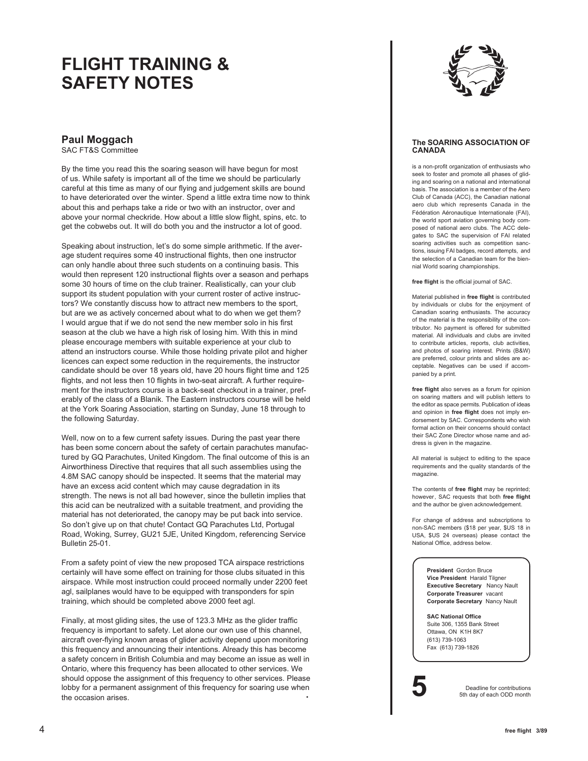# FLIGHT TRAINING & SAFETY NOTES

## Paul Moggach

SAC FT&S Committee

By the time you read this the soaring season will have begun for most of us. While safety is important all of the time we should be particularly careful at this time as many of our flying and judgement skills are bound to have deteriorated over the winter. Spend a little extra time now to think about this and perhaps take a ride or two with an instructor, over and above your normal checkride. How about a little slow flight, spins, etc. to get the cobwebs out. It will do both you and the instructor a lot of good.

Speaking about instruction, let's do some simple arithmetic. If the average student requires some 40 instructional flights, then one instructor can only handle about three such students on a continuing basis. This would then represent 120 instructional flights over a season and perhaps some 30 hours of time on the club trainer. Realistically, can your club support its student population with your current roster of active instructors? We constantly discuss how to attract new members to the sport, but are we as actively concerned about what to do when we get them? I would argue that if we do not send the new member solo in his first season at the club we have a high risk of losing him. With this in mind please encourage members with suitable experience at your club to attend an instructors course. While those holding private pilot and higher licences can expect some reduction in the requirements, the instructor candidate should be over 18 years old, have 20 hours flight time and 125 flights, and not less then 10 flights in two-seat aircraft. A further requirement for the instructors course is a back-seat checkout in a trainer, preferably of the class of a Blanik. The Eastern instructors course will be held at the York Soaring Association, starting on Sunday, June 18 through to the following Saturday.

Well, now on to a few current safety issues. During the past year there has been some concern about the safety of certain parachutes manufactured by GQ Parachutes, United Kingdom. The final outcome of this is an Airworthiness Directive that requires that all such assemblies using the 4.8M SAC canopy should be inspected. It seems that the material may have an excess acid content which may cause degradation in its strength. The news is not all bad however, since the bulletin implies that this acid can be neutralized with a suitable treatment, and providing the material has not deteriorated, the canopy may be put back into service. So don't give up on that chute! Contact GQ Parachutes Ltd, Portugal Road, Woking, Surrey, GU21 5JE, United Kingdom, referencing Service Bulletin 25-01.

From a safety point of view the new proposed TCA airspace restrictions certainly will have some effect on training for those clubs situated in this airspace. While most instruction could proceed normally under 2200 feet agl, sailplanes would have to be equipped with transponders for spin training, which should be completed above 2000 feet agl.

Finally, at most gliding sites, the use of 123.3 MHz as the glider traffic frequency is important to safety. Let alone our own use of this channel, aircraft over-flying known areas of glider activity depend upon monitoring this frequency and announcing their intentions. Already this has become a safety concern in British Columbia and may become an issue as well in Ontario, where this frequency has been allocated to other services. We should oppose the assignment of this frequency to other services. Please lobby for a permanent assignment of this frequency for soaring use when the occasion arises.

---

**The SOARING ASSOCIATION OF CANADA**

is a non-profit organization of enthusiasts who seek to foster and promote all phases of gliding and soaring on a national and international basis. The association is a member of the Aero Club of Canada (ACC), the Canadian national aero club which represents Canada in the Fédération Aéronautique Internationale (FAI), the world sport aviation governing body composed of national aero clubs. The ACC delegates to SAC the supervision of FAI related soaring activities such as competition sanctions, issuing FAI badges, record attempts, and the selection of a Canadian team for the biennial World soaring championships.

**free flight** is the official journal of SAC.

Material published in **free flight** is contributed by individuals or clubs for the enjoyment of Canadian soaring enthusiasts. The accuracy of the material is the responsibility of the contributor. No payment is offered for submitted material. All individuals and clubs are invited to contribute articles, reports, club activities, and photos of soaring interest. Prints (B&W) are preferred, colour prints and slides are acceptable. Negatives can be used if accompanied by a print.

**free flight** also serves as a forum for opinion on soaring matters and will publish letters to the editor as space permits. Publication of ideas and opinion in **free flight** does not imply endorsement by SAC. Correspondents who wish formal action on their concerns should contact their SAC Zone Director whose name and address is given in the magazine.

All material is subject to editing to the space requirements and the quality standards of the magazine.

The contents of **free flight** may be reprinted; however, SAC requests that both **free flight** and the author be given acknowledgement.

For change of address and subscriptions to non-SAC members ($18 per year, $US 18 in USA, $US 24 overseas) please contact the National Office, address below.

**President** Gordon Bruce
**Vice President** Harald Tilgner
**Executive Secretary** Nancy Nault
**Corporate Treasurer** vacant
**Corporate Secretary** Nancy Nault

**SAC National Office**
Suite 306, 1355 Bank Street
Ottawa, ON K1H 8K7
(613) 739-1063
Fax (613) 739-1826

**5** Deadline for contributions 5th day of each ODD month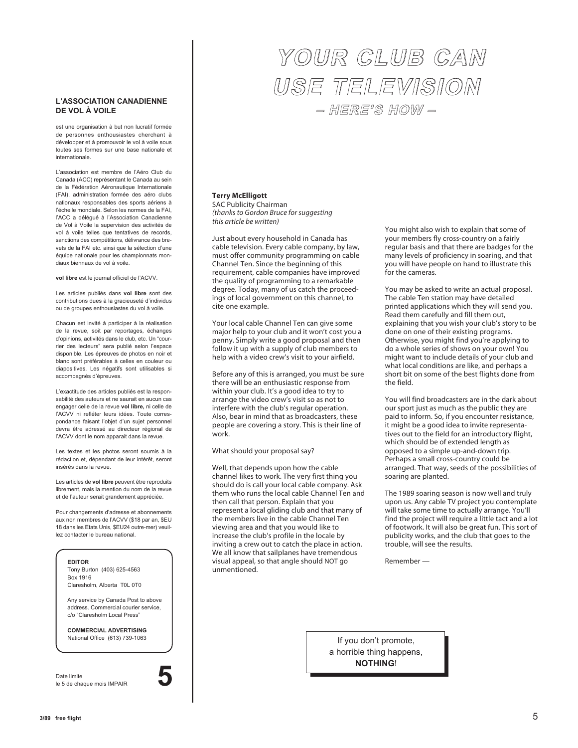## L'ASSOCIATION CANADIENNE DE VOL À VOILE

est une organisation à but non lucratif formée de personnes enthousiastes cherchant à développer et à promouvoir le vol à voile sous toutes ses formes sur une base nationale et internationale.

L'association est membre de l'Aéro Club du Canada (ACC) représentant le Canada au sein de la Fédération Aéronautique Internationale (FAI), administration formée des aéro clubs nationaux responsables des sports aériens à l'échelle mondiale. Selon les normes de la FAI, l'ACC a délégué à l'Association Canadienne de Vol à Voile la supervision des activités de vol à voile telles que tentatives de records, sanctions des compétitions, délivrance des brevets de la FAI etc. ainsi que la sélection d'une équipe nationale pour les championnats mondiaux biennaux de vol à voile.

**vol libre** est le journal officiel de l'ACVV.

Les articles publiés dans **vol libre** sont des contributions dues à la gracieuseté d'individus ou de groupes enthousiastes du vol à voile.

Chacun est invité à participer à la réalisation de la revue, soit par reportages, échanges d'opinions, activités dans le club, etc. Un "courrier des lecteurs" sera publié selon l'espace disponible. Les épreuves de photos en noir et blanc sont préférables à celles en couleur ou diapositives. Les négatifs sont utilisables si accompagnés d'épreuves.

L'exactitude des articles publiés est la responsabilité des auteurs et ne saurait en aucun cas engager celle de la revue **vol libre,** ni celle de l'ACVV ni refléter leurs idées. Toute correspondance faisant l'objet d'un sujet personnel devra être adressé au directeur régional de l'ACVV dont le nom apparait dans la revue.

Les textes et les photos seront soumis à la rédaction et, dépendant de leur intérêt, seront insérés dans la revue.

Les articles de **vol libre** peuvent être reproduits librement, mais la mention du nom de la revue et de l'auteur serait grandement appréciée.

Pour changements d'adresse et abonnements aux non membres de l'ACVV ($18 par an, $EU 18 dans les Etats Unis, $EU24 outre-mer) veuillez contacter le bureau national.

**EDITOR**
Tony Burton (403) 625-4563
Box 1916
Claresholm, Alberta T0L 0T0

Any service by Canada Post to above address. Commercial courier service, c/o "Claresholm Local Press"

**COMMERCIAL ADVERTISING**
National Office (613) 739-1063

Date limite
le 5 de chaque mois IMPAIR

**5**

# YOUR CLUB CAN USE TELEVISION

## – HERE'S HOW –

**Terry McElligott**
SAC Publicity Chairman
*(thanks to Gordon Bruce for suggesting this article be written)*

Just about every household in Canada has cable television. Every cable company, by law, must offer community programming on cable Channel Ten. Since the beginning of this requirement, cable companies have improved the quality of programming to a remarkable degree. Today, many of us catch the proceedings of local government on this channel, to cite one example.

Your local cable Channel Ten can give some major help to your club and it won't cost you a penny. Simply write a good proposal and then follow it up with a supply of club members to help with a video crew's visit to your airfield.

Before any of this is arranged, you must be sure there will be an enthusiastic response from within your club. It's a good idea to try to arrange the video crew's visit so as not to interfere with the club's regular operation. Also, bear in mind that as broadcasters, these people are covering a story. This is their line of work.

What should your proposal say?

Well, that depends upon how the cable channel likes to work. The very first thing you should do is call your local cable company. Ask them who runs the local cable Channel Ten and then call that person. Explain that you represent a local gliding club and that many of the members live in the cable Channel Ten viewing area and that you would like to increase the club's profile in the locale by inviting a crew out to catch the place in action. We all know that sailplanes have tremendous visual appeal, so that angle should NOT go unmentioned.

You might also wish to explain that some of your members fly cross-country on a fairly regular basis and that there are badges for the many levels of proficiency in soaring, and that you will have people on hand to illustrate this for the cameras.

You may be asked to write an actual proposal. The cable Ten station may have detailed printed applications which they will send you. Read them carefully and fill them out, explaining that you wish your club's story to be done on one of their existing programs. Otherwise, you might find you're applying to do a whole series of shows on your own! You might want to include details of your club and what local conditions are like, and perhaps a short bit on some of the best flights done from the field.

You will find broadcasters are in the dark about our sport just as much as the public they are paid to inform. So, if you encounter resistance, it might be a good idea to invite representatives out to the field for an introductory flight, which should be of extended length as opposed to a simple up-and-down trip. Perhaps a small cross-country could be arranged. That way, seeds of the possibilities of soaring are planted.

The 1989 soaring season is now well and truly upon us. Any cable TV project you contemplate will take some time to actually arrange. You'll find the project will require a little tact and a lot of footwork. It will also be great fun. This sort of publicity works, and the club that goes to the trouble, will see the results.

Remember —

> If you don't promote,
> a horrible thing happens,
> **NOTHING**!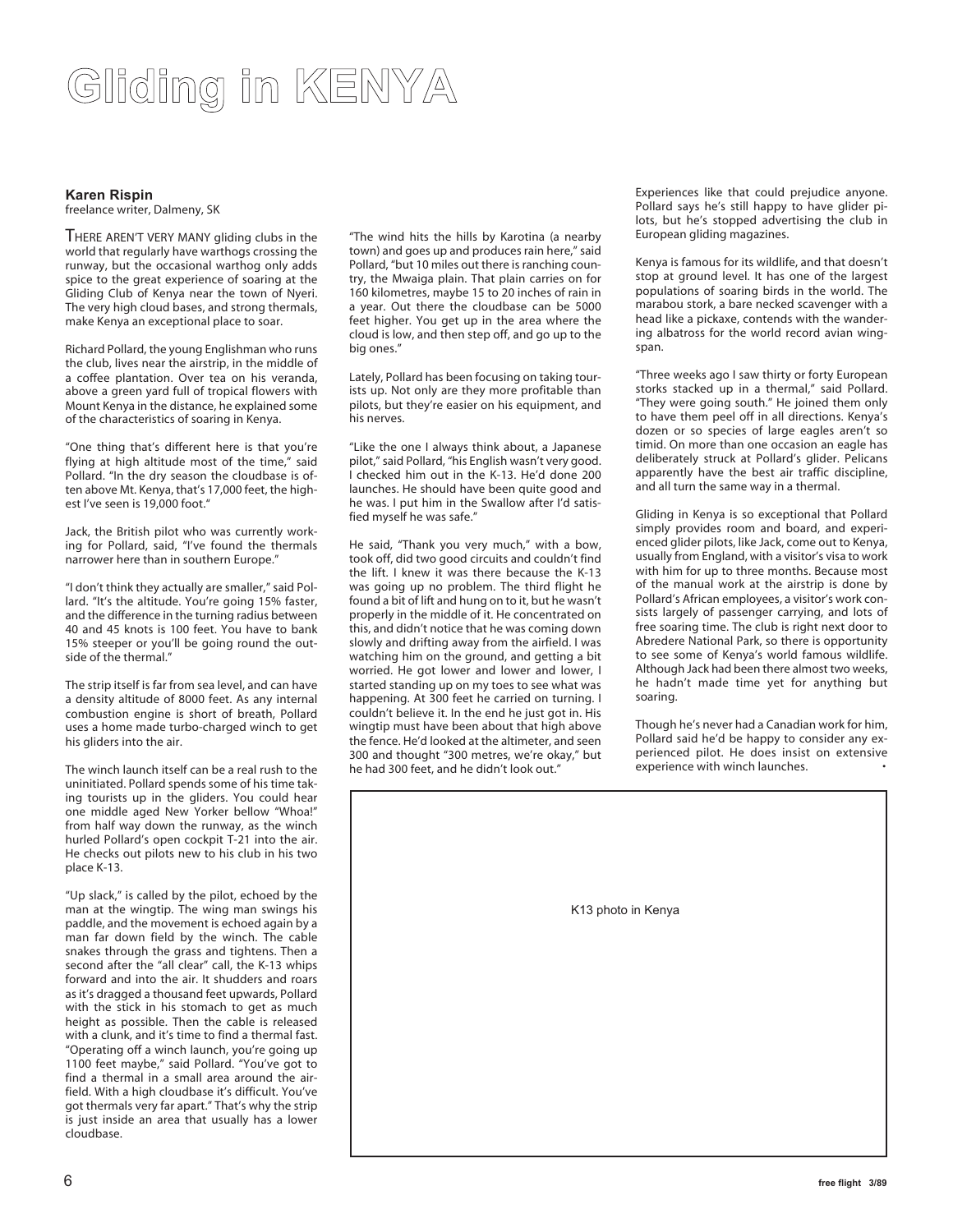# Gliding in KENYA

**Karen Rispin**
freelance writer, Dalmeny, SK

THERE AREN'T VERY MANY gliding clubs in the world that regularly have warthogs crossing the runway, but the occasional warthog only adds spice to the great experience of soaring at the Gliding Club of Kenya near the town of Nyeri. The very high cloud bases, and strong thermals, make Kenya an exceptional place to soar.

Richard Pollard, the young Englishman who runs the club, lives near the airstrip, in the middle of a coffee plantation. Over tea on his veranda, above a green yard full of tropical flowers with Mount Kenya in the distance, he explained some of the characteristics of soaring in Kenya.

"One thing that's different here is that you're flying at high altitude most of the time," said Pollard. "In the dry season the cloudbase is often above Mt. Kenya, that's 17,000 feet, the highest I've seen is 19,000 foot."

Jack, the British pilot who was currently working for Pollard, said, "I've found the thermals narrower here than in southern Europe."

"I don't think they actually are smaller," said Pollard. "It's the altitude. You're going 15% faster, and the difference in the turning radius between 40 and 45 knots is 100 feet. You have to bank 15% steeper or you'll be going round the outside of the thermal."

The strip itself is far from sea level, and can have a density altitude of 8000 feet. As any internal combustion engine is short of breath, Pollard uses a home made turbo-charged winch to get his gliders into the air.

The winch launch itself can be a real rush to the uninitiated. Pollard spends some of his time taking tourists up in the gliders. You could hear one middle aged New Yorker bellow "Whoa!" from half way down the runway, as the winch hurled Pollard's open cockpit T-21 into the air. He checks out pilots new to his club in his two place K-13.

"Up slack," is called by the pilot, echoed by the man at the wingtip. The wing man swings his paddle, and the movement is echoed again by a man far down field by the winch. The cable snakes through the grass and tightens. Then a second after the "all clear" call, the K-13 whips forward and into the air. It shudders and roars as it's dragged a thousand feet upwards, Pollard with the stick in his stomach to get as much height as possible. Then the cable is released with a clunk, and it's time to find a thermal fast. "Operating off a winch launch, you're going up 1100 feet maybe," said Pollard. "You've got to find a thermal in a small area around the airfield. With a high cloudbase it's difficult. You've got thermals very far apart." That's why the strip is just inside an area that usually has a lower cloudbase.

"The wind hits the hills by Karotina (a nearby town) and goes up and produces rain here," said Pollard, "but 10 miles out there is ranching country, the Mwaiga plain. That plain carries on for 160 kilometres, maybe 15 to 20 inches of rain in a year. Out there the cloudbase can be 5000 feet higher. You get up in the area where the cloud is low, and then step off, and go up to the big ones."

Lately, Pollard has been focusing on taking tourists up. Not only are they more profitable than pilots, but they're easier on his equipment, and his nerves.

"Like the one I always think about, a Japanese pilot," said Pollard, "his English wasn't very good. I checked him out in the K-13. He'd done 200 launches. He should have been quite good and he was. I put him in the Swallow after I'd satisfied myself he was safe."

He said, "Thank you very much," with a bow, took off, did two good circuits and couldn't find the lift. I knew it was there because the K-13 was going up no problem. The third flight he found a bit of lift and hung on to it, but he wasn't properly in the middle of it. He concentrated on this, and didn't notice that he was coming down slowly and drifting away from the airfield. I was watching him on the ground, and getting a bit worried. He got lower and lower and lower, I started standing up on my toes to see what was happening. At 300 feet he carried on turning. I couldn't believe it. In the end he just got in. His wingtip must have been about that high above the fence. He'd looked at the altimeter, and seen 300 and thought "300 metres, we're okay," but he had 300 feet, and he didn't look out."

Experiences like that could prejudice anyone. Pollard says he's still happy to have glider pilots, but he's stopped advertising the club in European gliding magazines.

Kenya is famous for its wildlife, and that doesn't stop at ground level. It has one of the largest populations of soaring birds in the world. The marabou stork, a bare necked scavenger with a head like a pickaxe, contends with the wandering albatross for the world record avian wingspan.

"Three weeks ago I saw thirty or forty European storks stacked up in a thermal," said Pollard. "They were going south." He joined them only to have them peel off in all directions. Kenya's dozen or so species of large eagles aren't so timid. On more than one occasion an eagle has deliberately struck at Pollard's glider. Pelicans apparently have the best air traffic discipline, and all turn the same way in a thermal.

Gliding in Kenya is so exceptional that Pollard simply provides room and board, and experienced glider pilots, like Jack, come out to Kenya, usually from England, with a visitor's visa to work with him for up to three months. Because most of the manual work at the airstrip is done by Pollard's African employees, a visitor's work consists largely of passenger carrying, and lots of free soaring time. The club is right next door to Abredere National Park, so there is opportunity to see some of Kenya's world famous wildlife. Although Jack had been there almost two weeks, he hadn't made time yet for anything but soaring.

Though he's never had a Canadian work for him, Pollard said he'd be happy to consider any experienced pilot. He does insist on extensive experience with winch launches. •

K13 photo in Kenya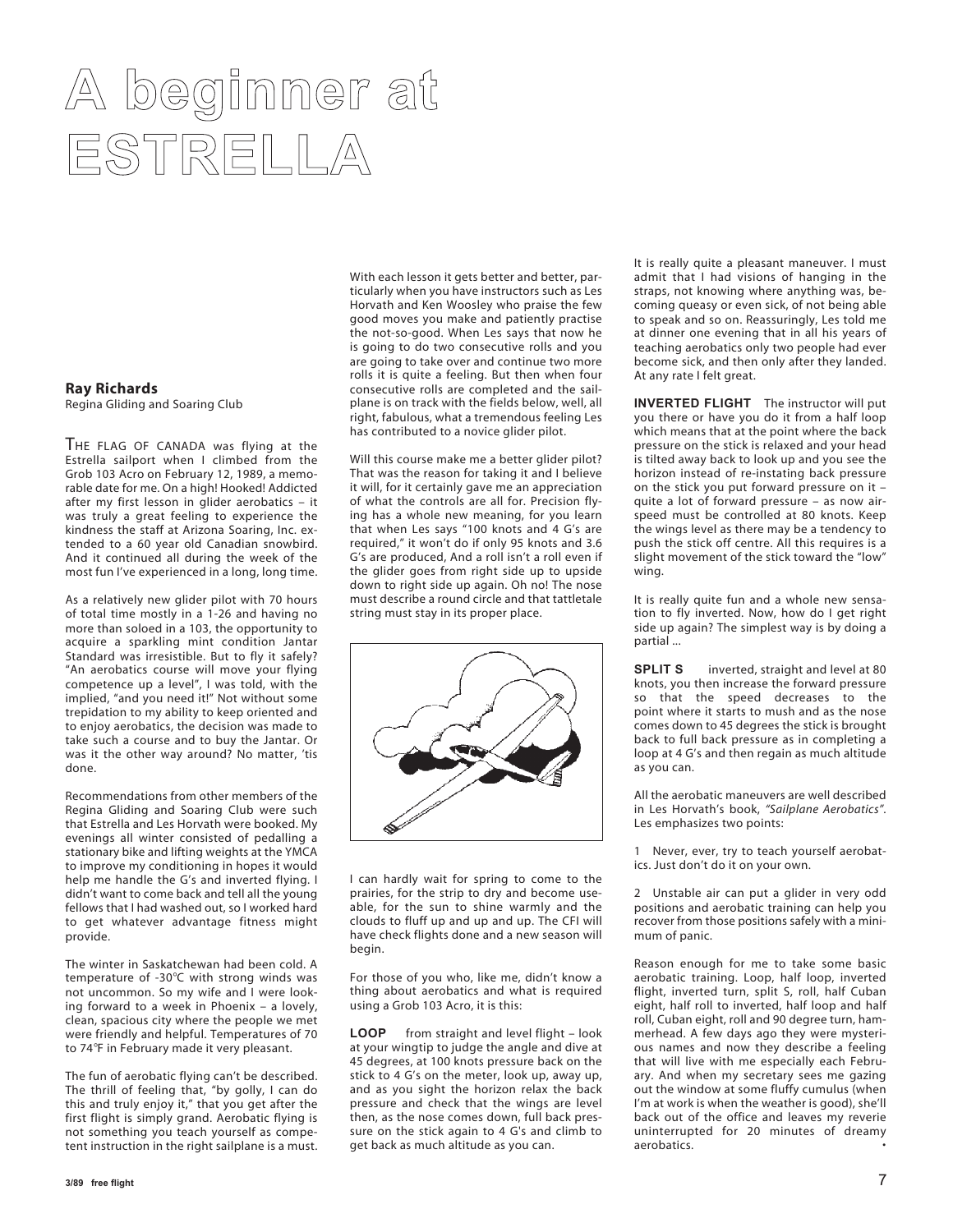# A beginner at ESTRELLA

**Ray Richards**
Regina Gliding and Soaring Club

THE FLAG OF CANADA was flying at the Estrella sailport when I climbed from the Grob 103 Acro on February 12, 1989, a memorable date for me. On a high! Hooked! Addicted after my first lesson in glider aerobatics – it was truly a great feeling to experience the kindness the staff at Arizona Soaring, Inc. extended to a 60 year old Canadian snowbird. And it continued all during the week of the most fun I've experienced in a long, long time.

As a relatively new glider pilot with 70 hours of total time mostly in a 1-26 and having no more than soloed in a 103, the opportunity to acquire a sparkling mint condition Jantar Standard was irresistible. But to fly it safely? "An aerobatics course will move your flying competence up a level", I was told, with the implied, "and you need it!" Not without some trepidation to my ability to keep oriented and to enjoy aerobatics, the decision was made to take such a course and to buy the Jantar. Or was it the other way around? No matter, 'tis done.

Recommendations from other members of the Regina Gliding and Soaring Club were such that Estrella and Les Horvath were booked. My evenings all winter consisted of pedalling a stationary bike and lifting weights at the YMCA to improve my conditioning in hopes it would help me handle the G's and inverted flying. I didn't want to come back and tell all the young fellows that I had washed out, so I worked hard to get whatever advantage fitness might provide.

The winter in Saskatchewan had been cold. A temperature of -30°C with strong winds was not uncommon. So my wife and I were looking forward to a week in Phoenix – a lovely, clean, spacious city where the people we met were friendly and helpful. Temperatures of 70 to 74°F in February made it very pleasant.

The fun of aerobatic flying can't be described. The thrill of feeling that, "by golly, I can do this and truly enjoy it," that you get after the first flight is simply grand. Aerobatic flying is not something you teach yourself as competent instruction in the right sailplane is a must. With each lesson it gets better and better, particularly when you have instructors such as Les Horvath and Ken Woosley who praise the few good moves you make and patiently practise the not-so-good. When Les says that now he is going to do two consecutive rolls and you are going to take over and continue two more rolls it is quite a feeling. But then when four consecutive rolls are completed and the sailplane is on track with the fields below, well, all right, fabulous, what a tremendous feeling Les has contributed to a novice glider pilot.

Will this course make me a better glider pilot? That was the reason for taking it and I believe it will, for it certainly gave me an appreciation of what the controls are all for. Precision flying has a whole new meaning, for you learn that when Les says "100 knots and 4 G's are required," it won't do if only 95 knots and 3.6 G's are produced, And a roll isn't a roll even if the glider goes from right side up to upside down to right side up again. Oh no! The nose must describe a round circle and that tattletale string must stay in its proper place.

I can hardly wait for spring to come to the prairies, for the strip to dry and become useable, for the sun to shine warmly and the clouds to fluff up and up and up. The CFI will have check flights done and a new season will begin.

For those of you who, like me, didn't know a thing about aerobatics and what is required using a Grob 103 Acro, it is this:

**LOOP** from straight and level flight – look at your wingtip to judge the angle and dive at 45 degrees, at 100 knots pressure back on the stick to 4 G's on the meter, look up, away up, and as you sight the horizon relax the back pressure and check that the wings are level then, as the nose comes down, full back pressure on the stick again to 4 G's and climb to get back as much altitude as you can.

It is really quite a pleasant maneuver. I must admit that I had visions of hanging in the straps, not knowing where anything was, becoming queasy or even sick, of not being able to speak and so on. Reassuringly, Les told me at dinner one evening that in all his years of teaching aerobatics only two people had ever become sick, and then only after they landed. At any rate I felt great.

**INVERTED FLIGHT** The instructor will put you there or have you do it from a half loop which means that at the point where the back pressure on the stick is relaxed and your head is tilted away back to look up and you see the horizon instead of re-instating back pressure on the stick you put forward pressure on it – quite a lot of forward pressure – as now airspeed must be controlled at 80 knots. Keep the wings level as there may be a tendency to push the stick off centre. All this requires is a slight movement of the stick toward the "low" wing.

It is really quite fun and a whole new sensation to fly inverted. Now, how do I get right side up again? The simplest way is by doing a partial ...

**SPLIT S** inverted, straight and level at 80 knots, you then increase the forward pressure so that the speed decreases to the point where it starts to mush and as the nose comes down to 45 degrees the stick is brought back to full back pressure as in completing a loop at 4 G's and then regain as much altitude as you can.

All the aerobatic maneuvers are well described in Les Horvath's book, *"Sailplane Aerobatics"*. Les emphasizes two points:

1 Never, ever, try to teach yourself aerobatics. Just don't do it on your own.

2 Unstable air can put a glider in very odd positions and aerobatic training can help you recover from those positions safely with a minimum of panic.

Reason enough for me to take some basic aerobatic training. Loop, half loop, inverted flight, inverted turn, split S, roll, half Cuban eight, half roll to inverted, half loop and half roll, Cuban eight, roll and 90 degree turn, hammerhead. A few days ago they were mysterious names and now they describe a feeling that will live with me especially each February. And when my secretary sees me gazing out the window at some fluffy cumulus (when I'm at work is when the weather is good), she'll back out of the office and leaves my reverie uninterrupted for 20 minutes of dreamy aerobatics. •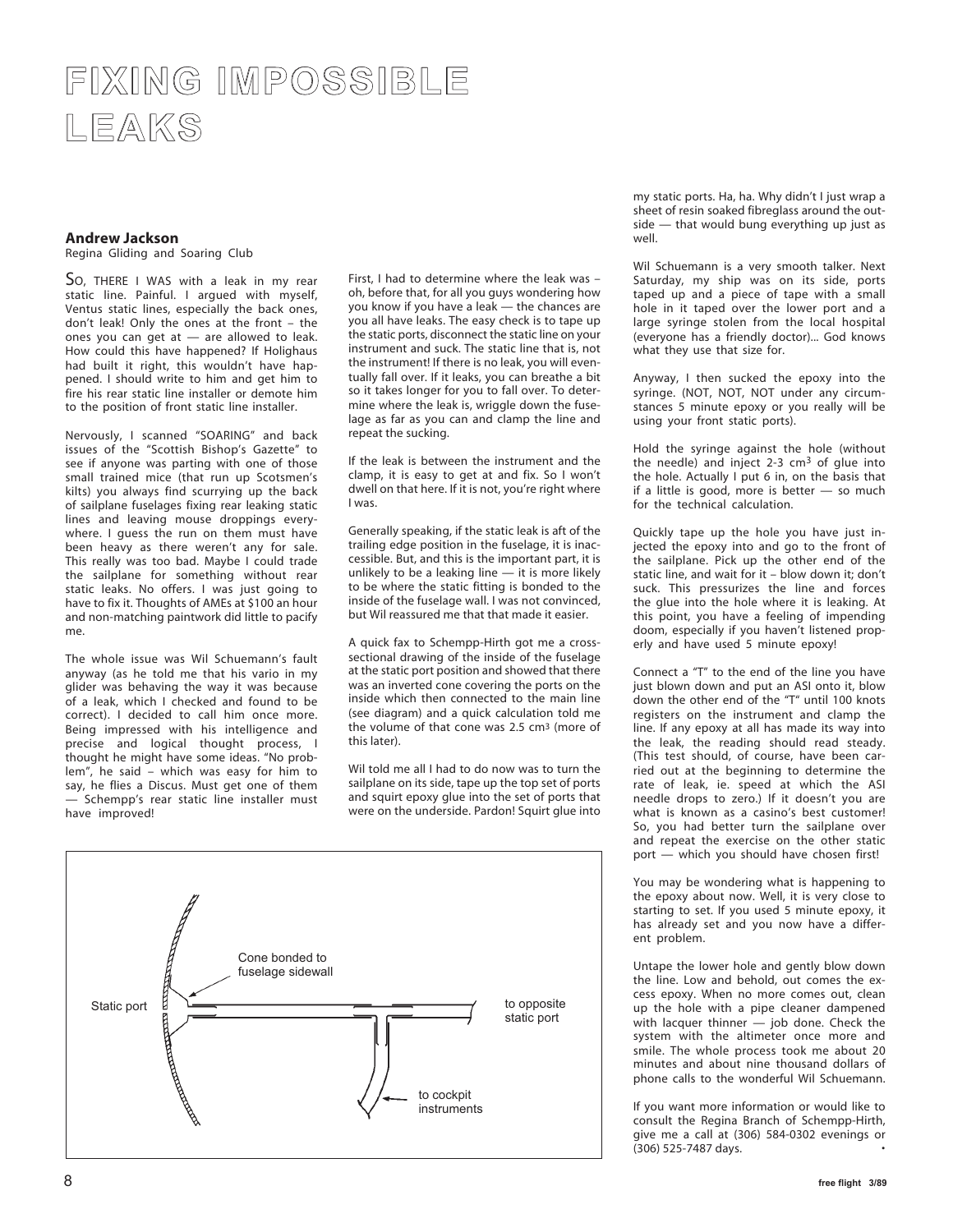# FIXING IMPOSSIBLE LEAKS

**Andrew Jackson**
Regina Gliding and Soaring Club

SO, THERE I WAS with a leak in my rear static line. Painful. I argued with myself, Ventus static lines, especially the back ones, don't leak! Only the ones at the front – the ones you can get at — are allowed to leak. How could this have happened? If Holighaus had built it right, this wouldn't have happened. I should write to him and get him to fire his rear static line installer or demote him to the position of front static line installer.

Nervously, I scanned "SOARING" and back issues of the "Scottish Bishop's Gazette" to see if anyone was parting with one of those small trained mice (that run up Scotsmen's kilts) you always find scurrying up the back of sailplane fuselages fixing rear leaking static lines and leaving mouse droppings everywhere. I guess the run on them must have been heavy as there weren't any for sale. This really was too bad. Maybe I could trade the sailplane for something without rear static leaks. No offers. I was just going to have to fix it. Thoughts of AMEs at $100 an hour and non-matching paintwork did little to pacify me.

The whole issue was Wil Schuemann's fault anyway (as he told me that his vario in my glider was behaving the way it was because of a leak, which I checked and found to be correct). I decided to call him once more. Being impressed with his intelligence and precise and logical thought process, I thought he might have some ideas. "No problem", he said – which was easy for him to say, he flies a Discus. Must get one of them — Schempp's rear static line installer must have improved!

First, I had to determine where the leak was – oh, before that, for all you guys wondering how you know if you have a leak — the chances are you all have leaks. The easy check is to tape up the static ports, disconnect the static line on your instrument and suck. The static line that is, not the instrument! If there is no leak, you will eventually fall over. If it leaks, you can breathe a bit so it takes longer for you to fall over. To determine where the leak is, wriggle down the fuselage as far as you can and clamp the line and repeat the sucking.

If the leak is between the instrument and the clamp, it is easy to get at and fix. So I won't dwell on that here. If it is not, you're right where I was.

Generally speaking, if the static leak is aft of the trailing edge position in the fuselage, it is inaccessible. But, and this is the important part, it is unlikely to be a leaking line — it is more likely to be where the static fitting is bonded to the inside of the fuselage wall. I was not convinced, but Wil reassured me that that made it easier.

A quick fax to Schempp-Hirth got me a cross-sectional drawing of the inside of the fuselage at the static port position and showed that there was an inverted cone covering the ports on the inside which then connected to the main line (see diagram) and a quick calculation told me the volume of that cone was 2.5 $cm^3$ (more of this later).

Wil told me all I had to do now was to turn the sailplane on its side, tape up the top set of ports and squirt epoxy glue into the set of ports that were on the underside. Pardon! Squirt glue into my static ports. Ha, ha. Why didn't I just wrap a sheet of resin soaked fibreglass around the outside — that would bung everything up just as well.

Cone bonded to fuselage sidewall — Static port — to opposite static port — to cockpit instruments

Wil Schuemann is a very smooth talker. Next Saturday, my ship was on its side, ports taped up and a piece of tape with a small hole in it taped over the lower port and a large syringe stolen from the local hospital (everyone has a friendly doctor)... God knows what they use that size for.

Anyway, I then sucked the epoxy into the syringe. (NOT, NOT, NOT under any circumstances 5 minute epoxy or you really will be using your front static ports).

Hold the syringe against the hole (without the needle) and inject 2-3 $cm^3$ of glue into the hole. Actually I put 6 in, on the basis that if a little is good, more is better — so much for the technical calculation.

Quickly tape up the hole you have just injected the epoxy into and go to the front of the sailplane. Pick up the other end of the static line, and wait for it – blow down it; don't suck. This pressurizes the line and forces the glue into the hole where it is leaking. At this point, you have a feeling of impending doom, especially if you haven't listened properly and have used 5 minute epoxy!

Connect a "T" to the end of the line you have just blown down and put an ASI onto it, blow down the other end of the "T" until 100 knots registers on the instrument and clamp the line. If any epoxy at all has made its way into the leak, the reading should read steady. (This test should, of course, have been carried out at the beginning to determine the rate of leak, ie. speed at which the ASI needle drops to zero.) If it doesn't you are what is known as a casino's best customer! So, you had better turn the sailplane over and repeat the exercise on the other static port — which you should have chosen first!

You may be wondering what is happening to the epoxy about now. Well, it is very close to starting to set. If you used 5 minute epoxy, it has already set and you now have a different problem.

Untape the lower hole and gently blow down the line. Low and behold, out comes the excess epoxy. When no more comes out, clean up the hole with a pipe cleaner dampened with lacquer thinner — job done. Check the system with the altimeter once more and smile. The whole process took me about 20 minutes and about nine thousand dollars of phone calls to the wonderful Wil Schuemann.

If you want more information or would like to consult the Regina Branch of Schempp-Hirth, give me a call at (306) 584-0302 evenings or (306) 525-7487 days.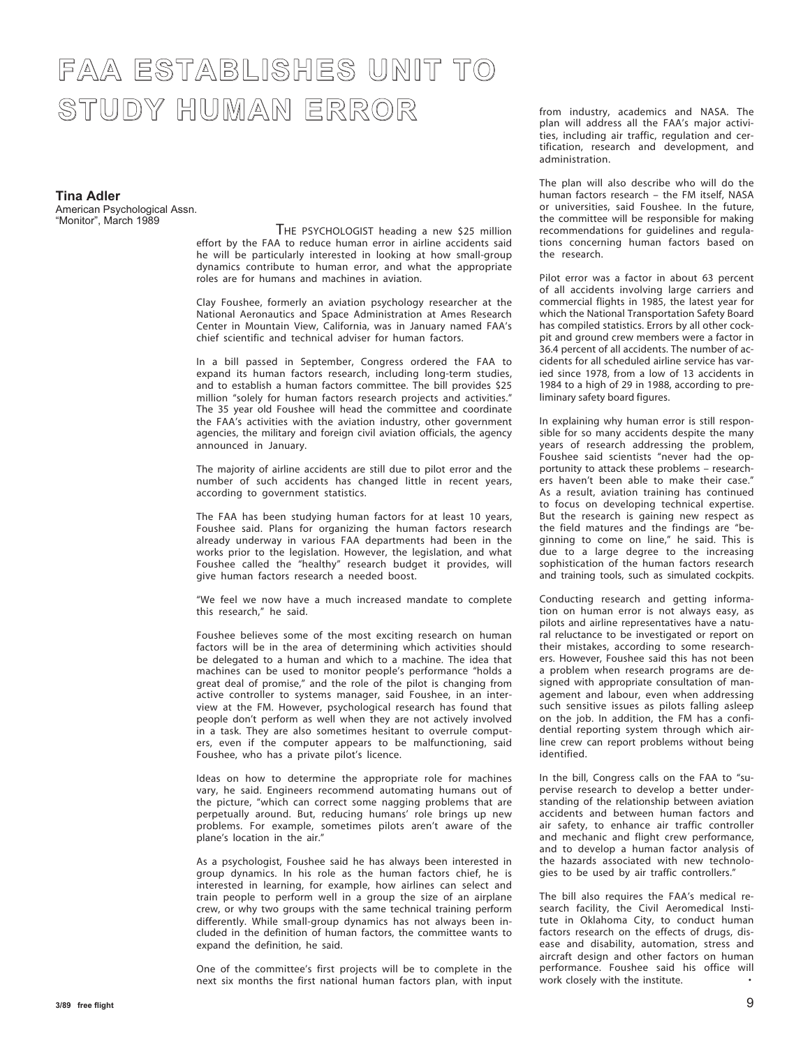# FAA ESTABLISHES UNIT TO STUDY HUMAN ERROR

**Tina Adler**
American Psychological Assn.
"Monitor", March 1989

THE PSYCHOLOGIST heading a new $25 million effort by the FAA to reduce human error in airline accidents said he will be particularly interested in looking at how small-group dynamics contribute to human error, and what the appropriate roles are for humans and machines in aviation.

Clay Foushee, formerly an aviation psychology researcher at the National Aeronautics and Space Administration at Ames Research Center in Mountain View, California, was in January named FAA's chief scientific and technical adviser for human factors.

In a bill passed in September, Congress ordered the FAA to expand its human factors research, including long-term studies, and to establish a human factors committee. The bill provides $25 million "solely for human factors research projects and activities." The 35 year old Foushee will head the committee and coordinate the FAA's activities with the aviation industry, other government agencies, the military and foreign civil aviation officials, the agency announced in January.

The majority of airline accidents are still due to pilot error and the number of such accidents has changed little in recent years, according to government statistics.

The FAA has been studying human factors for at least 10 years, Foushee said. Plans for organizing the human factors research already underway in various FAA departments had been in the works prior to the legislation. However, the legislation, and what Foushee called the "healthy" research budget it provides, will give human factors research a needed boost.

"We feel we now have a much increased mandate to complete this research," he said.

Foushee believes some of the most exciting research on human factors will be in the area of determining which activities should be delegated to a human and which to a machine. The idea that machines can be used to monitor people's performance "holds a great deal of promise," and the role of the pilot is changing from active controller to systems manager, said Foushee, in an interview at the FM. However, psychological research has found that people don't perform as well when they are not actively involved in a task. They are also sometimes hesitant to overrule computers, even if the computer appears to be malfunctioning, said Foushee, who has a private pilot's licence.

Ideas on how to determine the appropriate role for machines vary, he said. Engineers recommend automating humans out of the picture, "which can correct some nagging problems that are perpetually around. But, reducing humans' role brings up new problems. For example, sometimes pilots aren't aware of the plane's location in the air."

As a psychologist, Foushee said he has always been interested in group dynamics. In his role as the human factors chief, he is interested in learning, for example, how airlines can select and train people to perform well in a group the size of an airplane crew, or why two groups with the same technical training perform differently. While small-group dynamics has not always been included in the definition of human factors, the committee wants to expand the definition, he said.

One of the committee's first projects will be to complete in the next six months the first national human factors plan, with input from industry, academics and NASA. The plan will address all the FAA's major activities, including air traffic, regulation and certification, research and development, and administration.

The plan will also describe who will do the human factors research – the FM itself, NASA or universities, said Foushee. In the future, the committee will be responsible for making recommendations for guidelines and regulations concerning human factors based on the research.

Pilot error was a factor in about 63 percent of all accidents involving large carriers and commercial flights in 1985, the latest year for which the National Transportation Safety Board has compiled statistics. Errors by all other cockpit and ground crew members were a factor in 36.4 percent of all accidents. The number of accidents for all scheduled airline service has varied since 1978, from a low of 13 accidents in 1984 to a high of 29 in 1988, according to preliminary safety board figures.

In explaining why human error is still responsible for so many accidents despite the many years of research addressing the problem, Foushee said scientists "never had the opportunity to attack these problems – researchers haven't been able to make their case." As a result, aviation training has continued to focus on developing technical expertise. But the research is gaining new respect as the field matures and the findings are "beginning to come on line," he said. This is due to a large degree to the increasing sophistication of the human factors research and training tools, such as simulated cockpits.

Conducting research and getting information on human error is not always easy, as pilots and airline representatives have a natural reluctance to be investigated or report on their mistakes, according to some researchers. However, Foushee said this has not been a problem when research programs are designed with appropriate consultation of management and labour, even when addressing such sensitive issues as pilots falling asleep on the job. In addition, the FM has a confidential reporting system through which airline crew can report problems without being identified.

In the bill, Congress calls on the FAA to "supervise research to develop a better understanding of the relationship between aviation accidents and between human factors and air safety, to enhance air traffic controller and mechanic and flight crew performance, and to develop a human factor analysis of the hazards associated with new technologies to be used by air traffic controllers."

The bill also requires the FAA's medical research facility, the Civil Aeromedical Institute in Oklahoma City, to conduct human factors research on the effects of drugs, disease and disability, automation, stress and aircraft design and other factors on human performance. Foushee said his office will work closely with the institute. •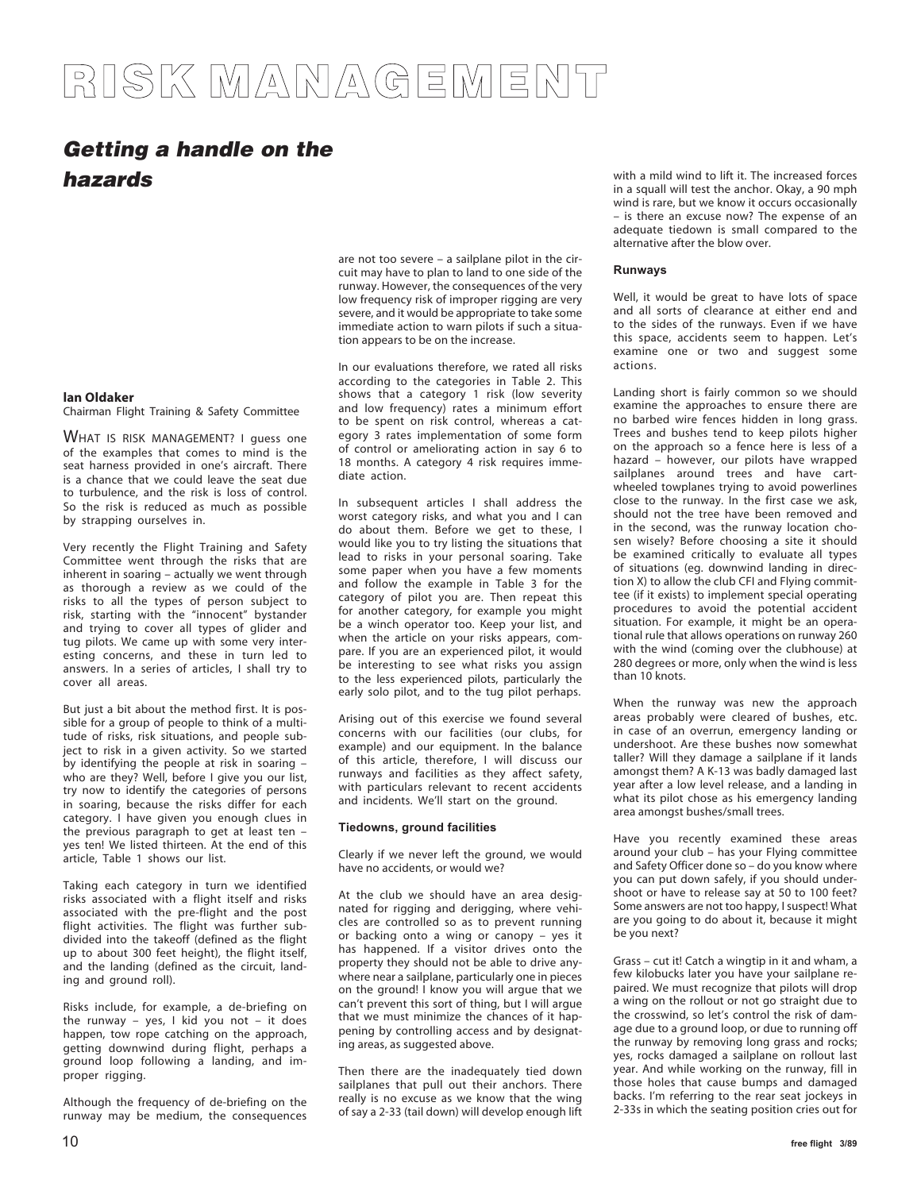# RISK MANAGEMENT

## *Getting a handle on the hazards*

**Ian Oldaker**
Chairman Flight Training & Safety Committee

WHAT IS RISK MANAGEMENT? I guess one of the examples that comes to mind is the seat harness provided in one's aircraft. There is a chance that we could leave the seat due to turbulence, and the risk is loss of control. So the risk is reduced as much as possible by strapping ourselves in.

Very recently the Flight Training and Safety Committee went through the risks that are inherent in soaring – actually we went through as thoroughly a review as we could of the risks to all the types of person subject to risk, starting with the "innocent" bystander and trying to cover all types of glider and tug pilots. We came up with some very interesting concerns, and these in turn led to answers. In a series of articles, I shall try to cover all areas.

But just a bit about the method first. It is possible for a group of people to think of a multitude of risks, risk situations, and people subject to risk in a given activity. So we started by identifying the people at risk in soaring – who are they? Well, before I give you our list, try now to identify the categories of persons in soaring, because the risks differ for each category. I have given you enough clues in the previous paragraph to get at least ten – yes ten! We listed thirteen. At the end of this article, Table 1 shows our list.

Taking each category in turn we identified risks associated with a flight itself and risks associated with the pre-flight and the post flight activities. The flight was further subdivided into the takeoff (defined as the flight up to about 300 feet height), the flight itself, and the landing (defined as the circuit, landing and ground roll).

Risks include, for example, a de-briefing on the runway – yes, I kid you not – it does happen, tow rope catching on the approach, getting downwind during flight, perhaps a ground loop following a landing, and improper rigging.

Although the frequency of de-briefing on the runway may be medium, the consequences are not too severe – a sailplane pilot in the circuit may have to plan to land to one side of the runway. However, the consequences of the very low frequency risk of improper rigging are very severe, and it would be appropriate to take some immediate action to warn pilots if such a situation appears to be on the increase.

In our evaluations therefore, we rated all risks according to the categories in Table 2. This shows that a category 1 risk (low severity and low frequency) rates a minimum effort to be spent on risk control, whereas a category 3 rates implementation of some form of control or ameliorating action in say 6 to 18 months. A category 4 risk requires immediate action.

In subsequent articles I shall address the worst category risks, and what you and I can do about them. Before we get to these, I would like you to try listing the situations that lead to risks in your personal soaring. Take some paper when you have a few moments and follow the example in Table 3 for the category of pilot you are. Then repeat this for another category, for example you might be a winch operator too. Keep your list, and when the article on your risks appears, compare. If you are an experienced pilot, it would be interesting to see what risks you assign to the less experienced pilots, particularly the early solo pilot, and to the tug pilot perhaps.

Arising out of this exercise we found several concerns with our facilities (our clubs, for example) and our equipment. In the balance of this article, therefore, I will discuss our runways and facilities as they affect safety, with particulars relevant to recent accidents and incidents. We'll start on the ground.

#### Tiedowns, ground facilities

Clearly if we never left the ground, we would have no accidents, or would we?

At the club we should have an area designated for rigging and derigging, where vehicles are controlled so as to prevent running or backing onto a wing or canopy – yes it has happened. If a visitor drives onto the property they should not be able to drive anywhere near a sailplane, particularly one in pieces on the ground! I know you will argue that we can't prevent this sort of thing, but I will argue that we must minimize the chances of it happening by controlling access and by designating areas, as suggested above.

Then there are the inadequately tied down sailplanes that pull out their anchors. There really is no excuse as we know that the wing of say a 2-33 (tail down) will develop enough lift with a mild wind to lift it. The increased forces in a squall will test the anchor. Okay, a 90 mph wind is rare, but we know it occurs occasionally – is there an excuse now? The expense of an adequate tiedown is small compared to the alternative after the blow over.

#### Runways

Well, it would be great to have lots of space and all sorts of clearance at either end and to the sides of the runways. Even if we have this space, accidents seem to happen. Let's examine one or two and suggest some actions.

Landing short is fairly common so we should examine the approaches to ensure there are no barbed wire fences hidden in long grass. Trees and bushes tend to keep pilots higher on the approach so a fence here is less of a hazard – however, our pilots have wrapped sailplanes around trees and have cartwheeled towplanes trying to avoid powerlines close to the runway. In the first case we ask, should not the tree have been removed and in the second, was the runway location chosen wisely? Before choosing a site it should be examined critically to evaluate all types of situations (eg. downwind landing in direction X) to allow the club CFI and Flying committee (if it exists) to implement special operating procedures to avoid the potential accident situation. For example, it might be an operational rule that allows operations on runway 260 with the wind (coming over the clubhouse) at 280 degrees or more, only when the wind is less than 10 knots.

When the runway was new the approach areas probably were cleared of bushes, etc. in case of an overrun, emergency landing or undershoot. Are these bushes now somewhat taller? Will they damage a sailplane if it lands amongst them? A K-13 was badly damaged last year after a low level release, and a landing in what its pilot chose as his emergency landing area amongst bushes/small trees.

Have you recently examined these areas around your club – has your Flying committee and Safety Officer done so – do you know where you can put down safely, if you should undershoot or have to release say at 50 to 100 feet? Some answers are not too happy, I suspect! What are you going to do about it, because it might be you next?

Grass – cut it! Catch a wingtip in it and wham, a few kilobucks later you have your sailplane repaired. We must recognize that pilots will drop a wing on the rollout or not go straight due to the crosswind, so let's control the risk of damage due to a ground loop, or due to running off the runway by removing long grass and rocks; yes, rocks damaged a sailplane on rollout last year. And while working on the runway, fill in those holes that cause bumps and damaged backs. I'm referring to the rear seat jockeys in 2-33s in which the seating position cries out for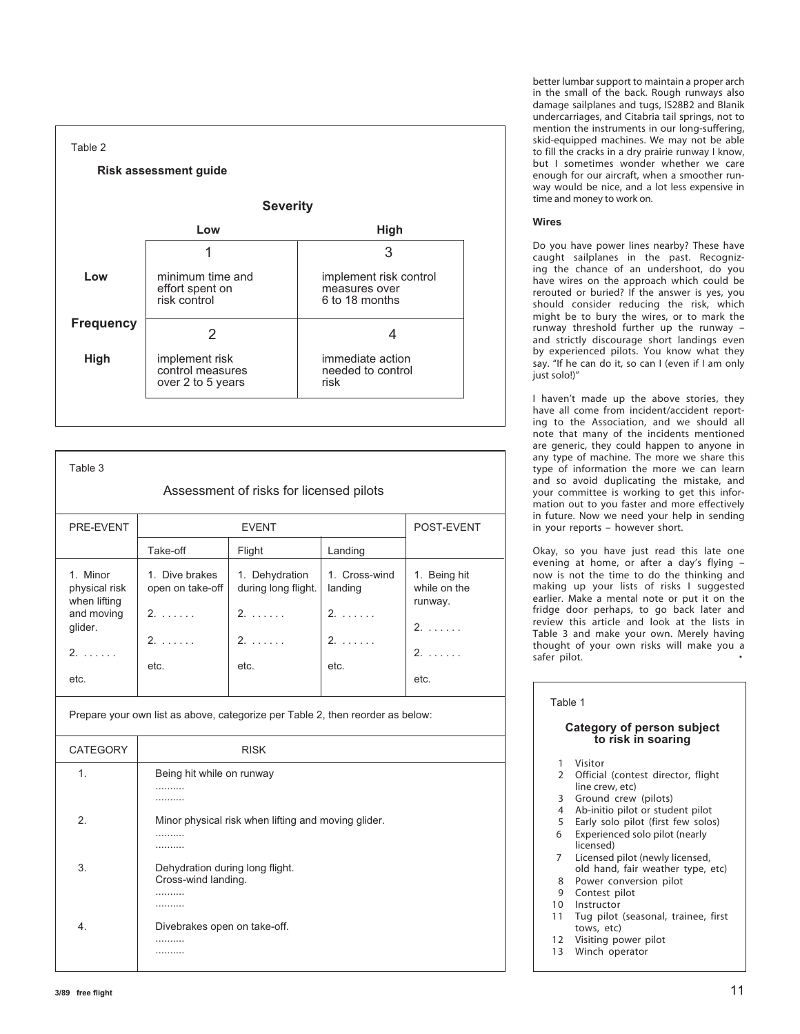better lumbar support to maintain a proper arch in the small of the back. Rough runways also damage sailplanes and tugs, IS28B2 and Blanik undercarriages, and Citabria tail springs, not to mention the instruments in our long-suffering, skid-equipped machines. We may not be able to fill the cracks in a dry prairie runway I know, but I sometimes wonder whether we care enough for our aircraft, when a smoother runway would be nice, and a lot less expensive in time and money to work on.

**Wires**

Do you have power lines nearby? These have caught sailplanes in the past. Recognizing the chance of an undershoot, do you have wires on the approach which could be rerouted or buried? If the answer is yes, you should consider reducing the risk, which might be to bury the wires, or to mark the runway threshold further up the runway – and strictly discourage short landings even by experienced pilots. You know what they say. "If he can do it, so can I (even if I am only just solo!)"

I haven't made up the above stories, they have all come from incident/accident reporting to the Association, and we should all note that many of the incidents mentioned are generic, they could happen to anyone in any type of machine. The more we share this type of information the more we can learn and so avoid duplicating the mistake, and your committee is working to get this information out to you faster and more effectively in future. Now we need your help in sending in your reports – however short.

Okay, so you have just read this late one evening at home, or after a day's flying – now is not the time to do the thinking and making up your lists of risks I suggested earlier. Make a mental note or put it on the fridge door perhaps, to go back later and review this article and look at the lists in Table 3 and make your own. Merely having thought of your own risks will make you a safer pilot. •

Table 2

**Risk assessment guide**

| | Severity: Low | Severity: High |
|---|---|---|
| **Frequency: Low** | 1 – minimum time and effort spent on risk control | 3 – implement risk control measures over 6 to 18 months |
| **Frequency: High** | 2 – implement risk control measures over 2 to 5 years | 4 – immediate action needed to control risk |

Table 3

Assessment of risks for licensed pilots

| PRE-EVENT | EVENT | | | POST-EVENT |
|---|---|---|---|---|
| | Take-off | Flight | Landing | |
| 1. Minor physical risk when lifting and moving glider. | 1. Dive brakes open on take-off | 1. Dehydration during long flight. | 1. Cross-wind landing | 1. Being hit while on the runway. |
| 2. . . . . . . | 2. . . . . . . | 2. . . . . . . | 2. . . . . . . | 2. . . . . . . |
| etc. | 2. . . . . . . | 2. . . . . . . | 2. . . . . . . | 2. . . . . . . |
| | etc. | etc. | etc. | etc. |

Prepare your own list as above, categorize per Table 2, then reorder as below:

| CATEGORY | RISK |
|---|---|
| 1. | Being hit while on runway<br>..........<br>.......... |
| 2. | Minor physical risk when lifting and moving glider.<br>..........<br>.......... |
| 3. | Dehydration during long flight.<br>Cross-wind landing.<br>..........<br>.......... |
| 4. | Divebrakes open on take-off.<br>..........<br>.......... |

Table 1

**Category of person subject to risk in soaring**

1. Visitor
2. Official (contest director, flight line crew, etc)
3. Ground crew (pilots)
4. Ab-initio pilot or student pilot
5. Early solo pilot (first few solos)
6. Experienced solo pilot (nearly licensed)
7. Licensed pilot (newly licensed, old hand, fair weather type, etc)
8. Power conversion pilot
9. Contest pilot
10. Instructor
11. Tug pilot (seasonal, trainee, first tows, etc)
12. Visiting power pilot
13. Winch operator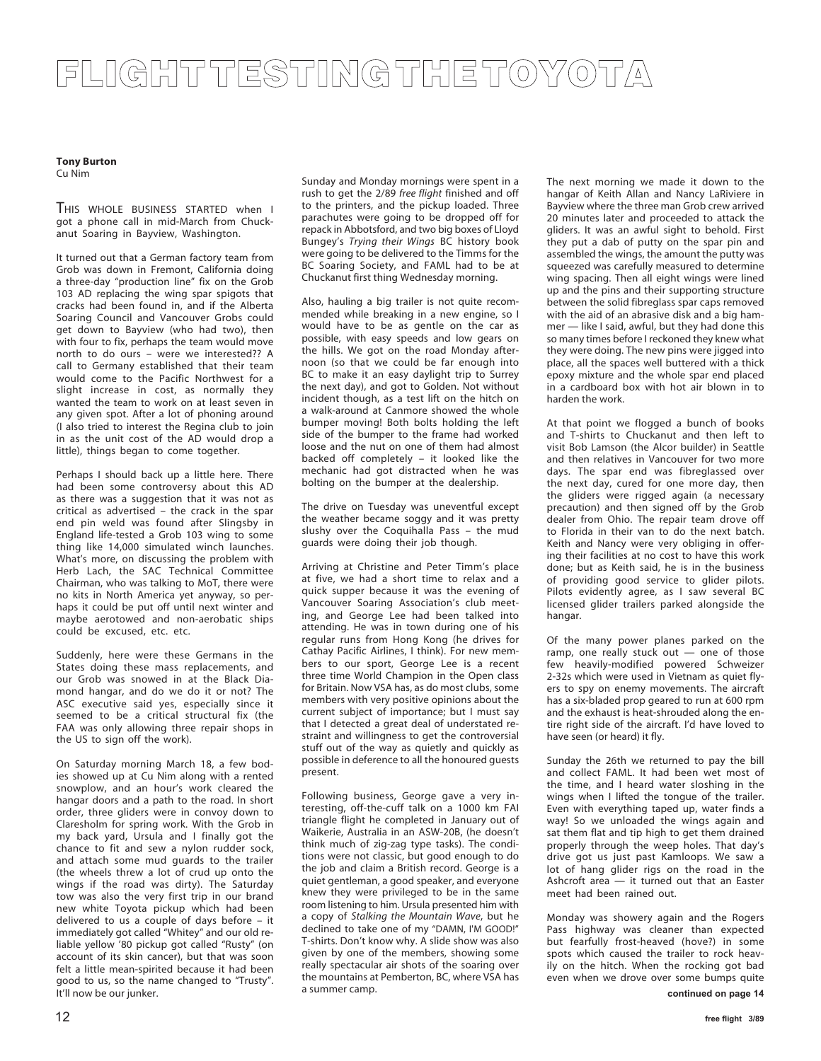# FLIGHT TESTING THE TOYOTA

**Tony Burton**
Cu Nim

THIS WHOLE BUSINESS STARTED when I got a phone call in mid-March from Chuckanut Soaring in Bayview, Washington.

It turned out that a German factory team from Grob was down in Fremont, California doing a three-day "production line" fix on the Grob 103 AD replacing the wing spar spigots that cracks had been found in, and if the Alberta Soaring Council and Vancouver Grobs could get down to Bayview (who had two), then with four to fix, perhaps the team would move north to do ours – were we interested?? A call to Germany established that their team would come to the Pacific Northwest for a slight increase in cost, as normally they wanted the team to work on at least seven in any given spot. After a lot of phoning around (I also tried to interest the Regina club to join in as the unit cost of the AD would drop a little), things began to come together.

Perhaps I should back up a little here. There had been some controversy about this AD as there was a suggestion that it was not as critical as advertised – the crack in the spar end pin weld was found after Slingsby in England life-tested a Grob 103 wing to some thing like 14,000 simulated winch launches. What's more, on discussing the problem with Herb Lach, the SAC Technical Committee Chairman, who was talking to MoT, there were no kits in North America yet anyway, so perhaps it could be put off until next winter and maybe aerotowed and non-aerobatic ships could be excused, etc. etc.

Suddenly, here were these Germans in the States doing these mass replacements, and our Grob was snowed in at the Black Diamond hangar, and do we do it or not? The ASC executive said yes, especially since it seemed to be a critical structural fix (the FAA was only allowing three repair shops in the US to sign off the work).

On Saturday morning March 18, a few bodies showed up at Cu Nim along with a rented snowplow, and an hour's work cleared the hangar doors and a path to the road. In short order, three gliders were in convoy down to Claresholm for spring work. With the Grob in my back yard, Ursula and I finally got the chance to fit and sew a nylon rudder sock, and attach some mud guards to the trailer (the wheels threw a lot of crud up onto the wings if the road was dirty). The Saturday tow was also the very first trip in our brand new white Toyota pickup which had been delivered to us a couple of days before – it immediately got called "Whitey" and our old reliable yellow '80 pickup got called "Rusty" (on account of its skin cancer), but that was soon felt a little mean-spirited because it had been good to us, so the name changed to "Trusty". It'll now be our junker.

Sunday and Monday mornings were spent in a rush to get the 2/89 *free flight* finished and off to the printers, and the pickup loaded. Three parachutes were going to be dropped off for repack in Abbotsford, and two big boxes of Lloyd Bungey's *Trying their Wings* BC history book were going to be delivered to the Timms for the BC Soaring Society, and FAML had to be at Chuckanut first thing Wednesday morning.

Also, hauling a big trailer is not quite recommended while breaking in a new engine, so I would have to be as gentle on the car as possible, with easy speeds and low gears on the hills. We got on the road Monday afternoon (so that we could be far enough into BC to make it an easy daylight trip to Surrey the next day), and got to Golden. Not without incident though, as a test lift on the hitch on a walk-around at Canmore showed the whole bumper moving! Both bolts holding the left side of the bumper to the frame had worked loose and the nut on one of them had almost backed off completely – it looked like the mechanic had got distracted when he was bolting on the bumper at the dealership.

The drive on Tuesday was uneventful except the weather became soggy and it was pretty slushy over the Coquihalla Pass – the mud guards were doing their job though.

Arriving at Christine and Peter Timm's place at five, we had a short time to relax and a quick supper because it was the evening of Vancouver Soaring Association's club meeting, and George Lee had been talked into attending. He was in town during one of his regular runs from Hong Kong (he drives for Cathay Pacific Airlines, I think). For new members to our sport, George Lee is a recent three time World Champion in the Open class for Britain. Now VSA has, as do most clubs, some members with very positive opinions about the current subject of importance; but I must say that I detected a great deal of understated restraint and willingness to get the controversial stuff out of the way as quietly and quickly as possible in deference to all the honoured guests present.

Following business, George gave a very interesting, off-the-cuff talk on a 1000 km FAI triangle flight he completed in January out of Waikerie, Australia in an ASW-20B, (he doesn't think much of zig-zag type tasks). The conditions were not classic, but good enough to do the job and claim a British record. George is a quiet gentleman, a good speaker, and everyone knew they were privileged to be in the same room listening to him. Ursula presented him with a copy of *Stalking the Mountain Wave*, but he declined to take one of my "DAMN, I'M GOOD!" T-shirts. Don't know why. A slide show was also given by one of the members, showing some really spectacular air shots of the soaring over the mountains at Pemberton, BC, where VSA has a summer camp.

The next morning we made it down to the hangar of Keith Allan and Nancy LaRiviere in Bayview where the three man Grob crew arrived 20 minutes later and proceeded to attack the gliders. It was an awful sight to behold. First they put a dab of putty on the spar pin and assembled the wings, the amount the putty was squeezed was carefully measured to determine wing spacing. Then all eight wings were lined up and the pins and their supporting structure between the solid fibreglass spar caps removed with the aid of an abrasive disk and a big hammer — like I said, awful, but they had done this so many times before I reckoned they knew what they were doing. The new pins were jigged into place, all the spaces well buttered with a thick epoxy mixture and the whole spar end placed in a cardboard box with hot air blown in to harden the work.

At that point we flogged a bunch of books and T-shirts to Chuckanut and then left to visit Bob Lamson (the Alcor builder) in Seattle and then relatives in Vancouver for two more days. The spar end was fibreglassed over the next day, cured for one more day, then the gliders were rigged again (a necessary precaution) and then signed off by the Grob dealer from Ohio. The repair team drove off to Florida in their van to do the next batch. Keith and Nancy were very obliging in offering their facilities at no cost to have this work done; but as Keith said, he is in the business of providing good service to glider pilots. Pilots evidently agree, as I saw several BC licensed glider trailers parked alongside the hangar.

Of the many power planes parked on the ramp, one really stuck out — one of those few heavily-modified powered Schweizer 2-32s which were used in Vietnam as quiet flyers to spy on enemy movements. The aircraft has a six-bladed prop geared to run at 600 rpm and the exhaust is heat-shrouded along the entire right side of the aircraft. I'd have loved to have seen (or heard) it fly.

Sunday the 26th we returned to pay the bill and collect FAML. It had been wet most of the time, and I heard water sloshing in the wings when I lifted the tongue of the trailer. Even with everything taped up, water finds a way! So we unloaded the wings again and sat them flat and tip high to get them drained properly through the weep holes. That day's drive got us just past Kamloops. We saw a lot of hang glider rigs on the road in the Ashcroft area — it turned out that an Easter meet had been rained out.

Monday was showery again and the Rogers Pass highway was cleaner than expected but fearfully frost-heaved (hove?) in some spots which caused the trailer to rock heavily on the hitch. When the rocking got bad even when we drove over some bumps quite

**continued on page 14**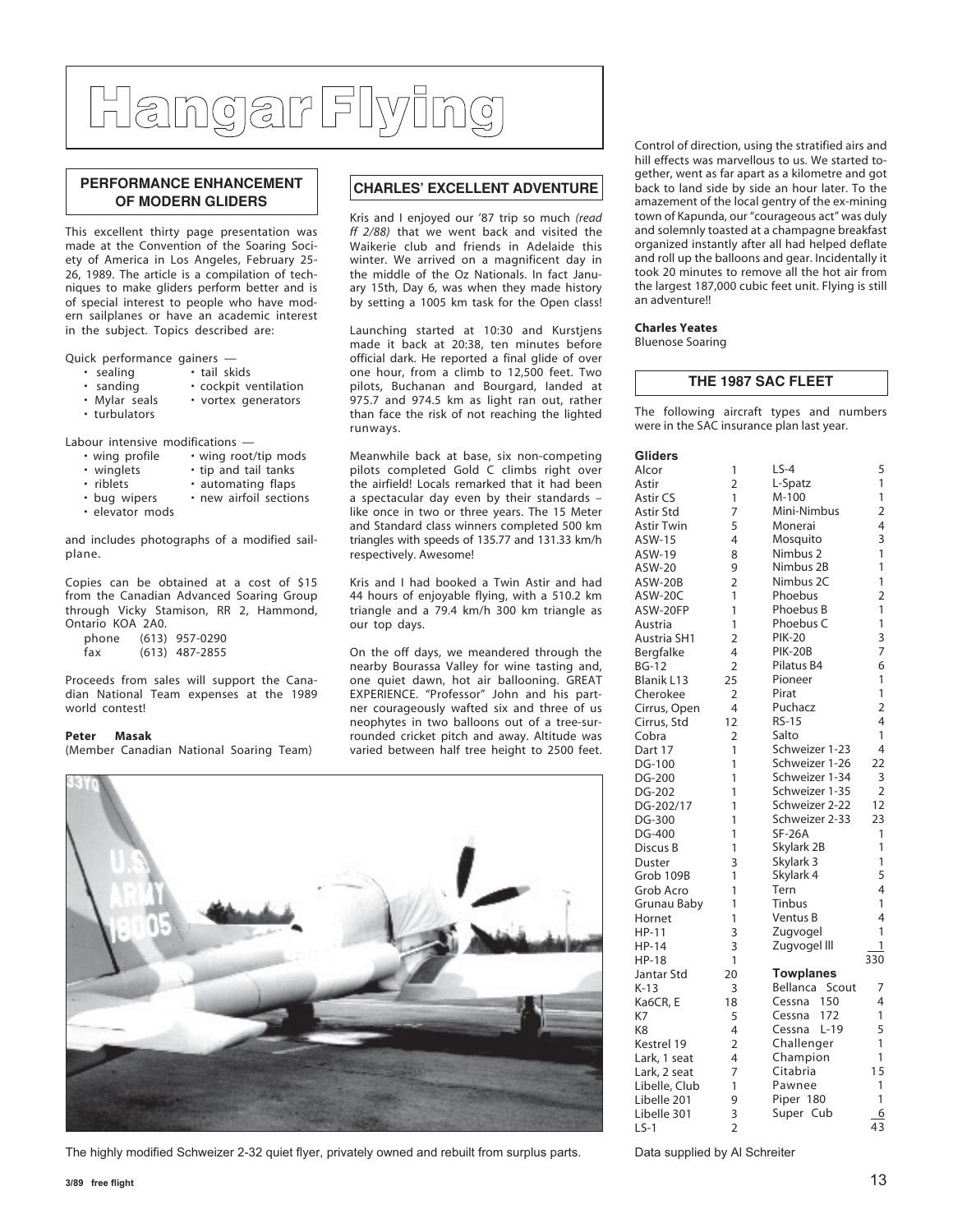# Hangar Flying

## PERFORMANCE ENHANCEMENT OF MODERN GLIDERS

This excellent thirty page presentation was made at the Convention of the Soaring Society of America in Los Angeles, February 25-26, 1989. The article is a compilation of techniques to make gliders perform better and is of special interest to people who have modern sailplanes or have an academic interest in the subject. Topics described are:

Quick performance gainers —

- sealing
- tail skids
- sanding
- cockpit ventilation
- Mylar seals
- vortex generators
- turbulators

Labour intensive modifications —

- wing profile
- wing root/tip mods
- winglets
- tip and tail tanks
- riblets
- automating flaps
- bug wipers
- new airfoil sections
- elevator mods

and includes photographs of a modified sailplane.

Copies can be obtained at a cost of $15 from the Canadian Advanced Soaring Group through Vicky Stamison, RR 2, Hammond, Ontario KOA 2A0.
phone (613) 957-0290
fax (613) 487-2855

Proceeds from sales will support the Canadian National Team expenses at the 1989 world contest!

**Peter Masak**
(Member Canadian National Soaring Team)

## CHARLES' EXCELLENT ADVENTURE

Kris and I enjoyed our '87 trip so much *(read ff 2/88)* that we went back and visited the Waikerie club and friends in Adelaide this winter. We arrived on a magnificent day in the middle of the Oz Nationals. In fact January 15th, Day 6, was when they made history by setting a 1005 km task for the Open class!

Launching started at 10:30 and Kurstjens made it back at 20:38, ten minutes before official dark. He reported a final glide of over one hour, from a climb to 12,500 feet. Two pilots, Buchanan and Bourgard, landed at 975.7 and 974.5 km as light ran out, rather than face the risk of not reaching the lighted runways.

Meanwhile back at base, six non-competing pilots completed Gold C climbs right over the airfield! Locals remarked that it had been a spectacular day even by their standards – like once in two or three years. The 15 Meter and Standard class winners completed 500 km triangles with speeds of 135.77 and 131.33 km/h respectively. Awesome!

Kris and I had booked a Twin Astir and had 44 hours of enjoyable flying, with a 510.2 km triangle and a 79.4 km/h 300 km triangle as our top days.

On the off days, we meandered through the nearby Bourassa Valley for wine tasting and, one quiet dawn, hot air ballooning. GREAT EXPERIENCE. "Professor" John and his partner courageously wafted six and three of us neophytes in two balloons out of a tree-surrounded cricket pitch and away. Altitude was varied between half tree height to 2500 feet. Control of direction, using the stratified airs and hill effects was marvellous to us. We started together, went as far apart as a kilometre and got back to land side by side an hour later. To the amazement of the local gentry of the ex-mining town of Kapunda, our "courageous act" was duly and solemnly toasted at a champagne breakfast organized instantly after all had helped deflate and roll up the balloons and gear. Incidentally it took 20 minutes to remove all the hot air from the largest 187,000 cubic feet unit. Flying is still an adventure!!

**Charles Yeates**
Bluenose Soaring

The highly modified Schweizer 2-32 quiet flyer, privately owned and rebuilt from surplus parts.

## THE 1987 SAC FLEET

The following aircraft types and numbers were in the SAC insurance plan last year.

**Gliders**

| Type | No. | Type | No. |
|---|---|---|---|
| Alcor | 1 | LS-4 | 5 |
| Astir | 2 | L-Spatz | 1 |
| Astir CS | 1 | M-100 | 1 |
| Astir Std | 7 | Mini-Nimbus | 2 |
| Astir Twin | 5 | Monerai | 4 |
| ASW-15 | 4 | Mosquito | 3 |
| ASW-19 | 8 | Nimbus 2 | 1 |
| ASW-20 | 9 | Nimbus 2B | 1 |
| ASW-20B | 2 | Nimbus 2C | 1 |
| ASW-20C | 1 | Phoebus | 2 |
| ASW-20FP | 1 | Phoebus B | 1 |
| Austria | 1 | Phoebus C | 1 |
| Austria SH1 | 2 | PIK-20 | 3 |
| Bergfalke | 4 | PIK-20B | 7 |
| BG-12 | 2 | Pilatus B4 | 6 |
| Blanik L13 | 25 | Pioneer | 1 |
| Cherokee | 2 | Pirat | 1 |
| Cirrus, Open | 4 | Puchacz | 2 |
| Cirrus, Std | 12 | RS-15 | 4 |
| Cobra | 2 | Salto | 1 |
| Dart 17 | 1 | Schweizer 1-23 | 4 |
| DG-100 | 1 | Schweizer 1-26 | 22 |
| DG-200 | 1 | Schweizer 1-34 | 3 |
| DG-202 | 1 | Schweizer 1-35 | 2 |
| DG-202/17 | 1 | Schweizer 2-22 | 12 |
| DG-300 | 1 | Schweizer 2-33 | 23 |
| DG-400 | 1 | SF-26A | 1 |
| Discus B | 1 | Skylark 2B | 1 |
| Duster | 3 | Skylark 3 | 1 |
| Grob 109B | 1 | Skylark 4 | 5 |
| Grob Acro | 1 | Tern | 4 |
| Grunau Baby | 1 | Tinbus | 1 |
| Hornet | 1 | Ventus B | 4 |
| HP-11 | 3 | Zugvogel | 1 |
| HP-14 | 3 | Zugvogel III | 1 |
| HP-18 | 1 | | 330 |
| Jantar Std | 20 | | |
| K-13 | 3 | | |
| Ka6CR, E | 18 | | |
| K7 | 5 | | |
| K8 | 4 | | |
| Kestrel 19 | 2 | | |
| Lark, 1 seat | 4 | | |
| Lark, 2 seat | 7 | | |
| Libelle, Club | 1 | | |
| Libelle 201 | 9 | | |
| Libelle 301 | 3 | | |
| LS-1 | 2 | | |

**Towplanes**

| Type | No. |
|---|---|
| Bellanca Scout | 7 |
| Cessna 150 | 4 |
| Cessna 172 | 1 |
| Cessna L-19 | 5 |
| Challenger | 1 |
| Champion | 1 |
| Citabria | 15 |
| Pawnee | 1 |
| Piper 180 | 1 |
| Super Cub | 6 |
| | 43 |

Data supplied by Al Schreiter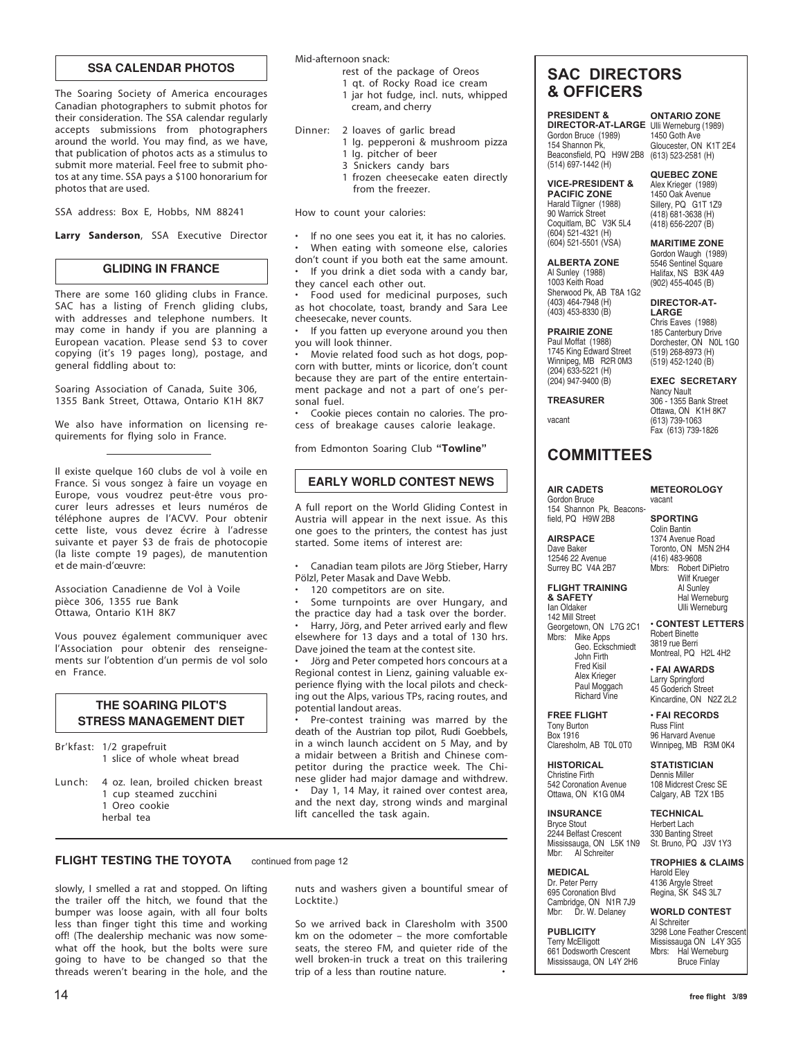## SSA CALENDAR PHOTOS

The Soaring Society of America encourages Canadian photographers to submit photos for their consideration. The SSA calendar regularly accepts submissions from photographers around the world. You may find, as we have, that publication of photos acts as a stimulus to submit more material. Feel free to submit photos at any time. SSA pays a $100 honorarium for photos that are used.

SSA address: Box E, Hobbs, NM 88241

**Larry Sanderson**, SSA Executive Director

## GLIDING IN FRANCE

There are some 160 gliding clubs in France. SAC has a listing of French gliding clubs, with addresses and telephone numbers. It may come in handy if you are planning a European vacation. Please send $3 to cover copying (it's 19 pages long), postage, and general fiddling about to:

Soaring Association of Canada, Suite 306,
1355 Bank Street, Ottawa, Ontario K1H 8K7

We also have information on licensing requirements for flying solo in France.

---

Il existe quelque 160 clubs de vol à voile en France. Si vous songez à faire un voyage en Europe, vous voudrez peut-être vous procurer leurs adresses et leurs numéros de téléphone auprès de l'ACVV. Pour obtenir cette liste, vous devez écrire à l'adresse suivante et payer $3 de frais de photocopie (la liste compte 19 pages), de manutention et de main-d'œuvre:

Association Canadienne de Vol à Voile
pièce 306, 1355 rue Bank
Ottawa, Ontario K1H 8K7

Vous pouvez également communiquer avec l'Association pour obtenir des renseignements sur l'obtention d'un permis de vol solo en France.

## THE SOARING PILOT'S STRESS MANAGEMENT DIET

Br'kfast: 1/2 grapefruit
1 slice of whole wheat bread

Lunch: 4 oz. lean, broiled chicken breast
1 cup steamed zucchini
1 Oreo cookie
herbal tea

Mid-afternoon snack:
rest of the package of Oreos
1 qt. of Rocky Road ice cream
1 jar hot fudge, incl. nuts, whipped cream, and cherry

Dinner: 2 loaves of garlic bread
1 lg. pepperoni & mushroom pizza
1 lg. pitcher of beer
3 Snickers candy bars
1 frozen cheesecake eaten directly from the freezer.

How to count your calories:

- If no one sees you eat it, it has no calories.
- When eating with someone else, calories don't count if you both eat the same amount.
- If you drink a diet soda with a candy bar, they cancel each other out.
- Food used for medicinal purposes, such as hot chocolate, toast, brandy and Sara Lee cheesecake, never counts.
- If you fatten up everyone around you then you will look thinner.
- Movie related food such as hot dogs, popcorn with butter, mints or licorice, don't count because they are part of the entire entertainment package and not a part of one's personal fuel.
- Cookie pieces contain no calories. The process of breakage causes calorie leakage.

from Edmonton Soaring Club **"Towline"**

## EARLY WORLD CONTEST NEWS

A full report on the World Gliding Contest in Austria will appear in the next issue. As this one goes to the printers, the contest has just started. Some items of interest are:

- Canadian team pilots are Jörg Stieber, Harry Pölzl, Peter Masak and Dave Webb.
- 120 competitors are on site.
- Some turnpoints are over Hungary, and the practice day had a task over the border.
- Harry, Jörg, and Peter arrived early and flew elsewhere for 13 days and a total of 130 hrs. Dave joined the team at the contest site.
- Jörg and Peter competed hors concours at a Regional contest in Lienz, gaining valuable experience flying with the local pilots and checking out the Alps, various TPs, racing routes, and potential landout areas.
- Pre-contest training was marred by the death of the Austrian top pilot, Rudi Goebbels, in a winch launch accident on 5 May, and by a midair between a British and Chinese competitor during the practice week. The Chinese glider had major damage and withdrew.
- Day 1, 14 May, it rained over contest area, and the next day, strong winds and marginal lift cancelled the task again.

## SAC DIRECTORS & OFFICERS

**PRESIDENT & DIRECTOR-AT-LARGE**
Gordon Bruce (1989)
154 Shannon Pk,
Beaconsfield, PQ H9W 2B8
(514) 697-1442 (H)

**VICE-PRESIDENT & PACIFIC ZONE**
Harald Tilgner (1988)
90 Warrick Street
Coquitlam, BC V3K 5L4
(604) 521-4321 (H)
(604) 521-5501 (VSA)

**ALBERTA ZONE**
Al Sunley (1988)
1003 Keith Road
Sherwood Pk, AB T8A 1G2
(403) 464-7948 (H)
(403) 453-8330 (B)

**PRAIRIE ZONE**
Paul Moffat (1988)
1745 King Edward Street
Winnipeg, MB R2R 0M3
(204) 633-5221 (H)
(204) 947-9400 (B)

**TREASURER**
vacant

**ONTARIO ZONE**
Ulli Werneburg (1989)
1450 Goth Ave
Gloucester, ON K1T 2E4
(613) 523-2581 (H)

**QUEBEC ZONE**
Alex Krieger (1989)
1450 Oak Avenue
Sillery, PQ G1T 1Z9
(418) 681-3638 (H)
(418) 656-2207 (B)

**MARITIME ZONE**
Gordon Waugh (1989)
5546 Sentinel Square
Halifax, NS B3K 4A9
(902) 455-4045 (B)

**DIRECTOR-AT-LARGE**
Chris Eaves (1988)
185 Canterbury Drive
Dorchester, ON N0L 1G0
(519) 268-8973 (H)
(519) 452-1240 (B)

**EXEC SECRETARY**
Nancy Nault
306 - 1355 Bank Street
Ottawa, ON K1H 8K7
(613) 739-1063
Fax (613) 739-1826

## COMMITTEES

**AIR CADETS**
Gordon Bruce
154 Shannon Pk, Beaconsfield, PQ H9W 2B8

**AIRSPACE**
Dave Baker
12546 22 Avenue
Surrey BC V4A 2B7

**FLIGHT TRAINING & SAFETY**
Ian Oldaker
142 Mill Street
Georgetown, ON L7G 2C1
Mbrs: Mike Apps
Geo. Eckschmiedt
John Firth
Fred Kisil
Alex Krieger
Paul Moggach
Richard Vine

**FREE FLIGHT**
Tony Burton
Box 1916
Claresholm, AB T0L 0T0

**HISTORICAL**
Christine Firth
542 Coronation Avenue
Ottawa, ON K1G 0M4

**INSURANCE**
Bryce Stout
2244 Belfast Crescent
Mississauga, ON L5K 1N9
Mbr: Al Schreiter

**MEDICAL**
Dr. Peter Perry
695 Coronation Blvd
Cambridge, ON N1R 7J9
Mbr: Dr. W. Delaney

**PUBLICITY**
Terry McElligott
661 Dodsworth Crescent
Mississauga, ON L4Y 2H6

**METEOROLOGY**
vacant

**SPORTING**
Colin Bantin
1374 Avenue Road
Toronto, ON M5N 2H4
(416) 483-9608
Mbrs: Robert DiPietro
Wilf Krueger
Al Sunley
Hal Werneburg
Ulli Werneburg

**• CONTEST LETTERS**
Robert Binette
3819 rue Berri
Montreal, PQ H2L 4H2

**• FAI AWARDS**
Larry Springford
45 Goderich Street
Kincardine, ON N2Z 2L2

**• FAI RECORDS**
Russ Flint
96 Harvard Avenue
Winnipeg, MB R3M 0K4

**STATISTICIAN**
Dennis Miller
108 Midcrest Cresc SE
Calgary, AB T2X 1B5

**TECHNICAL**
Herbert Lach
330 Banting Street
St. Bruno, PQ J3V 1Y3

**TROPHIES & CLAIMS**
Harold Eley
4136 Argyle Street
Regina, SK S4S 3L7

**WORLD CONTEST**
Al Schreiter
3298 Lone Feather Crescent
Mississauga ON L4Y 3G5
Mbrs: Hal Werneburg
Bruce Finlay

## FLIGHT TESTING THE TOYOTA

continued from page 12

slowly, I smelled a rat and stopped. On lifting the trailer off the hitch, we found that the bumper was loose again, with all four bolts less than finger tight this time and working off! (The dealership mechanic was now somewhat off the hook, but the bolts were sure going to have to be changed so that the threads weren't bearing in the hole, and the nuts and washers given a bountiful smear of Locktite.)

So we arrived back in Claresholm with 3500 km on the odometer – the more comfortable seats, the stereo FM, and quieter ride of the well broken-in truck a treat on this trailering trip of a less than routine nature. •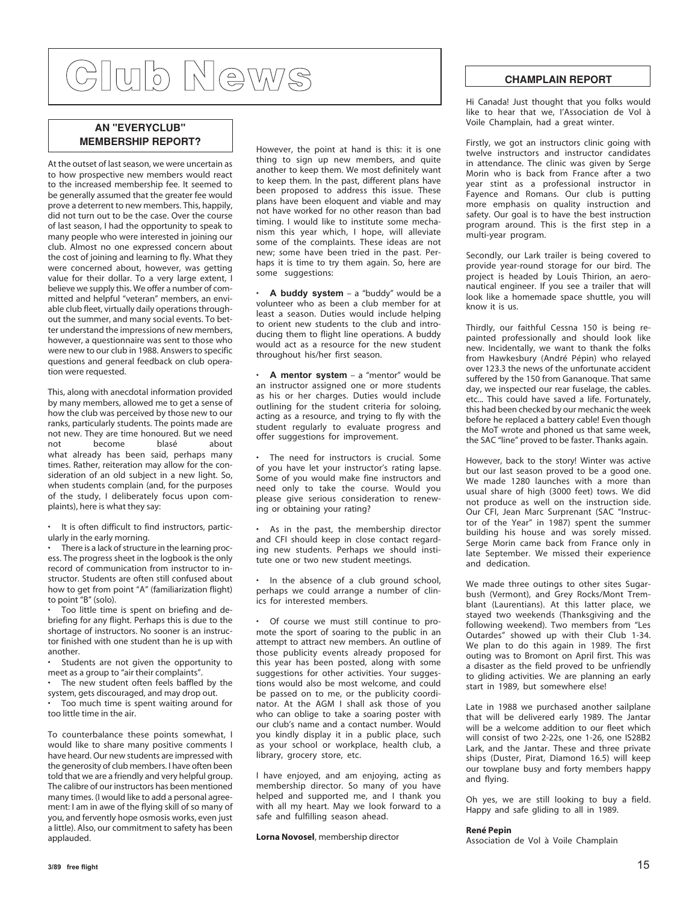# Club News

## AN "EVERYCLUB" MEMBERSHIP REPORT?

At the outset of last season, we were uncertain as to how prospective new members would react to the increased membership fee. It seemed to be generally assumed that the greater fee would prove a deterrent to new members. This, happily, did not turn out to be the case. Over the course of last season, I had the opportunity to speak to many people who were interested in joining our club. Almost no one expressed concern about the cost of joining and learning to fly. What they were concerned about, however, was getting value for their dollar. To a very large extent, I believe we supply this. We offer a number of committed and helpful "veteran" members, an enviable club fleet, virtually daily operations throughout the summer, and many social events. To better understand the impressions of new members, however, a questionnaire was sent to those who were new to our club in 1988. Answers to specific questions and general feedback on club operation were requested.

This, along with anecdotal information provided by many members, allowed me to get a sense of how the club was perceived by those new to our ranks, particularly students. The points made are not new. They are time honoured. But we need not become blasé about what already has been said, perhaps many times. Rather, reiteration may allow for the consideration of an old subject in a new light. So, when students complain (and, for the purposes of the study, I deliberately focus upon complaints), here is what they say:

- It is often difficult to find instructors, particularly in the early morning.
- There is a lack of structure in the learning process. The progress sheet in the logbook is the only record of communication from instructor to instructor. Students are often still confused about how to get from point "A" (familiarization flight) to point "B" (solo).
- Too little time is spent on briefing and debriefing for any flight. Perhaps this is due to the shortage of instructors. No sooner is an instructor finished with one student than he is up with another.
- Students are not given the opportunity to meet as a group to "air their complaints".
- The new student often feels baffled by the system, gets discouraged, and may drop out.
- Too much time is spent waiting around for too little time in the air.

To counterbalance these points somewhat, I would like to share many positive comments I have heard. Our new students are impressed with the generosity of club members. I have often been told that we are a friendly and very helpful group. The calibre of our instructors has been mentioned many times. (I would like to add a personal agreement: I am in awe of the flying skill of so many of you, and fervently hope osmosis works, even just a little). Also, our commitment to safety has been applauded.

However, the point at hand is this: it is one thing to sign up new members, and quite another to keep them. We most definitely want to keep them. In the past, different plans have been proposed to address this issue. These plans have been eloquent and viable and may not have worked for no other reason than bad timing. I would like to institute some mechanism this year which, I hope, will alleviate some of the complaints. These ideas are not new; some have been tried in the past. Perhaps it is time to try them again. So, here are some suggestions:

- **A buddy system** – a "buddy" would be a volunteer who as been a club member for at least a season. Duties would include helping to orient new students to the club and introducing them to flight line operations. A buddy would act as a resource for the new student throughout his/her first season.
- **A mentor system** – a "mentor" would be an instructor assigned one or more students as his or her charges. Duties would include outlining for the student criteria for soloing, acting as a resource, and trying to fly with the student regularly to evaluate progress and offer suggestions for improvement.
- The need for instructors is crucial. Some of you have let your instructor's rating lapse. Some of you would make fine instructors and need only to take the course. Would you please give serious consideration to renewing or obtaining your rating?
- As in the past, the membership director and CFI should keep in close contact regarding new students. Perhaps we should institute one or two new student meetings.
- In the absence of a club ground school, perhaps we could arrange a number of clinics for interested members.
- Of course we must still continue to promote the sport of soaring to the public in an attempt to attract new members. An outline of those publicity events already proposed for this year has been posted, along with some suggestions for other activities. Your suggestions would also be most welcome, and could be passed on to me, or the publicity coordinator. At the AGM I shall ask those of you who can oblige to take a soaring poster with our club's name and a contact number. Would you kindly display it in a public place, such as your school or workplace, health club, a library, grocery store, etc.

I have enjoyed, and am enjoying, acting as membership director. So many of you have helped and supported me, and I thank you with all my heart. May we look forward to a safe and fulfilling season ahead.

**Lorna Novosel**, membership director

## CHAMPLAIN REPORT

Hi Canada! Just thought that you folks would like to hear that we, l'Association de Vol à Voile Champlain, had a great winter.

Firstly, we got an instructors clinic going with twelve instructors and instructor candidates in attendance. The clinic was given by Serge Morin who is back from France after a two year stint as a professional instructor in Fayence and Romans. Our club is putting more emphasis on quality instruction and safety. Our goal is to have the best instruction program around. This is the first step in a multi-year program.

Secondly, our Lark trailer is being covered to provide year-round storage for our bird. The project is headed by Louis Thirion, an aeronautical engineer. If you see a trailer that will look like a homemade space shuttle, you will know it is us.

Thirdly, our faithful Cessna 150 is being repainted professionally and should look like new. Incidentally, we want to thank the folks from Hawkesbury (André Pépin) who relayed over 123.3 the news of the unfortunate accident suffered by the 150 from Gananoque. That same day, we inspected our rear fuselage, the cables. etc... This could have saved a life. Fortunately, this had been checked by our mechanic the week before he replaced a battery cable! Even though the MoT wrote and phoned us that same week, the SAC "line" proved to be faster. Thanks again.

However, back to the story! Winter was active but our last season proved to be a good one. We made 1280 launches with a more than usual share of high (3000 feet) tows. We did not produce as well on the instruction side. Our CFI, Jean Marc Surprenant (SAC "Instructor of the Year" in 1987) spent the summer building his house and was sorely missed. Serge Morin came back from France only in late September. We missed their experience and dedication.

We made three outings to other sites Sugarbush (Vermont), and Grey Rocks/Mont Tremblant (Laurentians). At this latter place, we stayed two weekends (Thanksgiving and the following weekend). Two members from "Les Outardes" showed up with their Club 1-34. We plan to do this again in 1989. The first outing was to Bromont on April first. This was a disaster as the field proved to be unfriendly to gliding activities. We are planning an early start in 1989, but somewhere else!

Late in 1988 we purchased another sailplane that will be delivered early 1989. The Jantar will be a welcome addition to our fleet which will consist of two 2-22s, one 1-26, one IS28B2 Lark, and the Jantar. These and three private ships (Duster, Pirat, Diamond 16.5) will keep our towplane busy and forty members happy and flying.

Oh yes, we are still looking to buy a field. Happy and safe gliding to all in 1989.

**René Pepin**
Association de Vol à Voile Champlain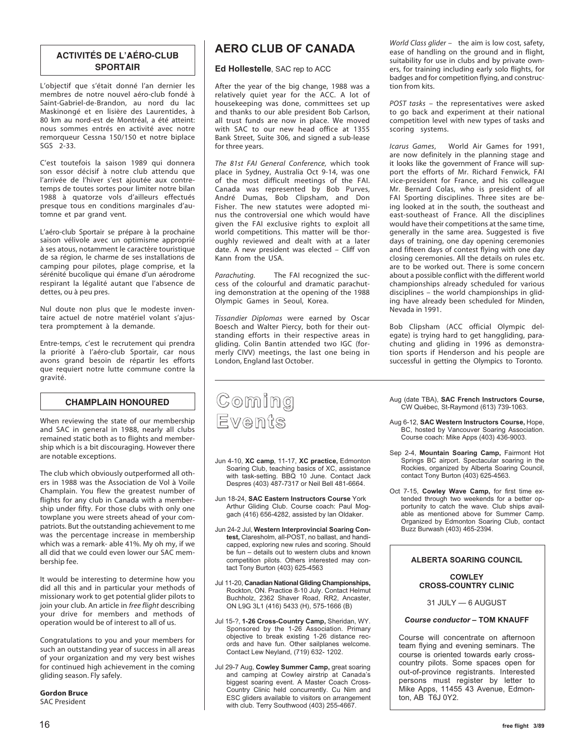## ACTIVITÉS DE L'AÉRO-CLUB SPORTAIR

L'objectif que s'était donné l'an dernier les membres de notre nouvel aéro-club fondé à Saint-Gabriel-de-Brandon, au nord du lac Maskinongé et en lisière des Laurentides, à 80 km au nord-est de Montréal, a été atteint: nous sommes entrés en activité avec notre remorqueur Cessna 150/150 et notre biplace SGS 2-33.

C'est toutefois la saison 1989 qui donnera son essor décisif à notre club attendu que l'arrivée de l'hiver s'est ajoutée aux contretemps de toutes sortes pour limiter notre bilan 1988 à quatorze vols d'ailleurs effectués presque tous en conditions marginales d'automne et par grand vent.

L'aéro-club Sportair se prépare à la prochaine saison vélivole avec un optimisme approprié à ses atous, notamment le caractère touristique de sa région, le charme de ses installations de camping pour pilotes, plage comprise, et la sérénité bucolique qui émane d'un aérodrome respirant la légalité autant que l'absence de dettes, ou à peu pres.

Nul doute non plus que le modeste inventaire actuel de notre matériel volant s'ajustera promptement à la demande.

Entre-temps, c'est le recrutement qui prendra la priorité à l'aéro-club Sportair, car nous avons grand besoin de répartir les efforts que requiert notre lutte commune contre la gravité.

## CHAMPLAIN HONOURED

When reviewing the state of our membership and SAC in general in 1988, nearly all clubs remained static both as to flights and membership which is a bit discouraging. However there are notable exceptions.

The club which obviously outperformed all others in 1988 was the Association de Vol à Voile Champlain. You flew the greatest number of flights for any club in Canada with a membership under fifty. For those clubs with only one towplane you were streets ahead of your compatriots. But the outstanding achievement to me was the percentage increase in membership which was a remark- able 41%. My oh my, if we all did that we could even lower our SAC membership fee.

It would be interesting to determine how you did all this and in particular your methods of missionary work to get potential glider pilots to join your club. An article in *free flight* describing your drive for members and methods of operation would be of interest to all of us.

Congratulations to you and your members for such an outstanding year of success in all areas of your organization and my very best wishes for continued high achievement in the coming gliding season. Fly safely.

**Gordon Bruce**
SAC President

## AERO CLUB OF CANADA

**Ed Hollestelle**, SAC rep to ACC

After the year of the big change, 1988 was a relatively quiet year for the ACC. A lot of housekeeping was done, committees set up and thanks to our able president Bob Carlson, all trust funds are now in place. We moved with SAC to our new head office at 1355 Bank Street, Suite 306, and signed a sub-lease for three years.

*The 81st FAI General Conference,* which took place in Sydney, Australia Oct 9-14, was one of the most difficult meetings of the FAI. Canada was represented by Bob Purves, André Dumas, Bob Clipsham, and Don Fisher. The new statutes were adopted minus the controversial one which would have given the FAI exclusive rights to exploit all world competitions. This matter will be thoroughly reviewed and dealt with at a later date. A new president was elected – Cliff von Kann from the USA.

*Parachuting.* The FAI recognized the success of the colourful and dramatic parachuting demonstration at the opening of the 1988 Olympic Games in Seoul, Korea.

*Tissandier Diplomas* were earned by Oscar Boesch and Walter Piercy, both for their outstanding efforts in their respective areas in gliding. Colin Bantin attended two IGC (formerly CIVV) meetings, the last one being in London, England last October.

*World Class glider* – the aim is low cost, safety, ease of handling on the ground and in flight, suitability for use in clubs and by private owners, for training including early solo flights, for badges and for competition flying, and construction from kits.

*POST tasks* – the representatives were asked to go back and experiment at their national competition level with new types of tasks and scoring systems.

*Icarus Games*, World Air Games for 1991, are now definitely in the planning stage and it looks like the government of France will support the efforts of Mr. Richard Fenwick, FAI vice-president for France, and his colleague Mr. Bernard Colas, who is president of all FAI Sporting disciplines. Three sites are being looked at in the south, the southeast and east-southeast of France. All the disciplines would have their competitions at the same time, generally in the same area. Suggested is five days of training, one day opening ceremonies and fifteen days of contest flying with one day closing ceremonies. All the details on rules etc. are to be worked out. There is some concern about a possible conflict with the different world championships already scheduled for various disciplines – the world championships in gliding have already been scheduled for Minden, Nevada in 1991.

Bob Clipsham (ACC official Olympic delegate) is trying hard to get hanggliding, parachuting and gliding in 1996 as demonstration sports if Henderson and his people are successful in getting the Olympics to Toronto.

## Coming Events

Jun 4-10, **XC camp**, 11-17, **XC practice,** Edmonton Soaring Club, teaching basics of XC, assistance with task-setting. BBQ 10 June. Contact Jack Despres (403) 487-7317 or Neil Bell 481-6664.

Jun 18-24, **SAC Eastern Instructors Course** York Arthur Gliding Club. Course coach: Paul Moggach (416) 656-4282, assisted by Ian Oldaker.

Jun 24-2 Jul, **Western Interprovincial Soaring Contest,** Claresholm, all-POST, no ballast, and handicapped, exploring new rules and scoring. Should be fun – details out to western clubs and known competition pilots. Others interested may contact Tony Burton (403) 625-4563

Jul 11-20, **Canadian National Gliding Championships,** Rockton, ON. Practice 8-10 July. Contact Helmut Buchholz, 2362 Shaver Road, RR2, Ancaster, ON L9G 3L1 (416) 5433 (H), 575-1666 (B)

Jul 15-?, **1-26 Cross-Country Camp,** Sheridan, WY. Sponsored by the 1-26 Association. Primary objective to break existing 1-26 distance records and have fun. Other sailplanes welcome. Contact Lew Neyland, (719) 632- 1202.

Jul 29-7 Aug, **Cowley Summer Camp,** great soaring and camping at Cowley airstrip at Canada's biggest soaring event. A Master Coach Cross-Country Clinic held concurrently. Cu Nim and ESC gliders available to visitors on arrangement with club. Terry Southwood (403) 255-4667.

Aug (date TBA), **SAC French Instructors Course,** CW Québec, St-Raymond (613) 739-1063.

Aug 6-12, **SAC Western Instructors Course,** Hope, BC, hosted by Vancouver Soaring Association. Course coach: Mike Apps (403) 436-9003.

Sep 2-4, **Mountain Soaring Camp,** Fairmont Hot Springs BC airport. Spectacular soaring in the Rockies, organized by Alberta Soaring Council, contact Tony Burton (403) 625-4563.

Oct 7-15, **Cowley Wave Camp,** for first time extended through two weekends for a better opportunity to catch the wave. Club ships available as mentioned above for Summer Camp. Organized by Edmonton Soaring Club, contact Buzz Burwash (403) 465-2394.

## ALBERTA SOARING COUNCIL

**COWLEY CROSS-COUNTRY CLINIC**

31 JULY — 6 AUGUST

***Course conductor* – TOM KNAUFF**

Course will concentrate on afternoon team flying and evening seminars. The course is oriented towards early cross-country pilots. Some spaces open for out-of-province registrants. Interested persons must register by letter to Mike Apps, 11455 43 Avenue, Edmonton, AB T6J 0Y2.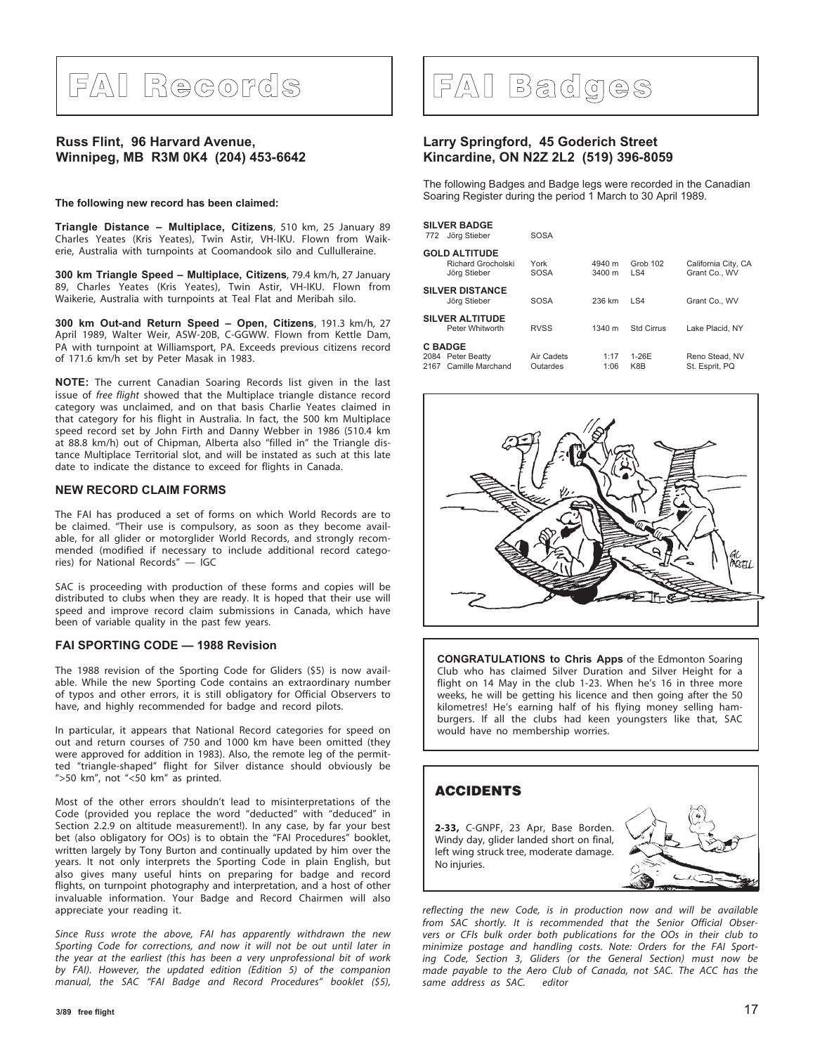# FAI Records

**Russ Flint, 96 Harvard Avenue, Winnipeg, MB R3M 0K4 (204) 453-6642**

**The following new record has been claimed:**

**Triangle Distance – Multiplace, Citizens**, 510 km, 25 January 89 Charles Yeates (Kris Yeates), Twin Astir, VH-IKU. Flown from Waikerie, Australia with turnpoints at Coomandook silo and Cullulleraine.

**300 km Triangle Speed – Multiplace, Citizens**, 79.4 km/h, 27 January 89, Charles Yeates (Kris Yeates), Twin Astir, VH-IKU. Flown from Waikerie, Australia with turnpoints at Teal Flat and Meribah silo.

**300 km Out-and Return Speed – Open, Citizens**, 191.3 km/h, 27 April 1989, Walter Weir, ASW-20B, C-GGWW. Flown from Kettle Dam, PA with turnpoint at Williamsport, PA. Exceeds previous citizens record of 171.6 km/h set by Peter Masak in 1983.

**NOTE:** The current Canadian Soaring Records list given in the last issue of *free flight* showed that the Multiplace triangle distance record category was unclaimed, and on that basis Charlie Yeates claimed in that category for his flight in Australia. In fact, the 500 km Multiplace speed record set by John Firth and Danny Webber in 1986 (510.4 km at 88.8 km/h) out of Chipman, Alberta also "filled in" the Triangle distance Multiplace Territorial slot, and will be instated as such at this late date to indicate the distance to exceed for flights in Canada.

## NEW RECORD CLAIM FORMS

The FAI has produced a set of forms on which World Records are to be claimed. "Their use is compulsory, as soon as they become available, for all glider or motorglider World Records, and strongly recommended (modified if necessary to include additional record categories) for National Records" — IGC

SAC is proceeding with production of these forms and copies will be distributed to clubs when they are ready. It is hoped that their use will speed and improve record claim submissions in Canada, which have been of variable quality in the past few years.

## FAI SPORTING CODE — 1988 Revision

The 1988 revision of the Sporting Code for Gliders ($5) is now available. While the new Sporting Code contains an extraordinary number of typos and other errors, it is still obligatory for Official Observers to have, and highly recommended for badge and record pilots.

In particular, it appears that National Record categories for speed on out and return courses of 750 and 1000 km have been omitted (they were approved for addition in 1983). Also, the remote leg of the permitted "triangle-shaped" flight for Silver distance should obviously be ">50 km", not "<50 km" as printed.

Most of the other errors shouldn't lead to misinterpretations of the Code (provided you replace the word "deducted" with "deduced" in Section 2.2.9 on altitude measurement!). In any case, by far your best bet (also obligatory for OOs) is to obtain the "FAI Procedures" booklet, written largely by Tony Burton and continually updated by him over the years. It not only interprets the Sporting Code in plain English, but also gives many useful hints on preparing for badge and record flights, on turnpoint photography and interpretation, and a host of other invaluable information. Your Badge and Record Chairmen will also appreciate your reading it.

*Since Russ wrote the above, FAI has apparently withdrawn the new Sporting Code for corrections, and now it will not be out until later in the year at the earliest (this has been a very unprofessional bit of work by FAI). However, the updated edition (Edition 5) of the companion manual, the SAC "FAI Badge and Record Procedures" booklet ($5), reflecting the new Code, is in production now and will be available from SAC shortly. It is recommended that the Senior Official Observers or CFIs bulk order both publications for the OOs in their club to minimize postage and handling costs. Note: Orders for the FAI Sporting Code, Section 3, Gliders (or the General Section) must now be made payable to the Aero Club of Canada, not SAC. The ACC has the same address as SAC. editor*

# FAI Badges

**Larry Springford, 45 Goderich Street Kincardine, ON N2Z 2L2 (519) 396-8059**

The following Badges and Badge legs were recorded in the Canadian Soaring Register during the period 1 March to 30 April 1989.

| | | | | |
|---|---|---|---|---|
| **SILVER BADGE** | | | | |
| 772 Jörg Stieber | SOSA | | | |
| **GOLD ALTITUDE** | | | | |
| Richard Grocholski | York | 4940 m | Grob 102 | California City, CA |
| Jörg Stieber | SOSA | 3400 m | LS4 | Grant Co., WV |
| **SILVER DISTANCE** | | | | |
| Jörg Stieber | SOSA | 236 km | LS4 | Grant Co., WV |
| **SILVER ALTITUDE** | | | | |
| Peter Whitworth | RVSS | 1340 m | Std Cirrus | Lake Placid, NY |
| **C BADGE** | | | | |
| 2084 Peter Beatty | Air Cadets | 1:17 | 1-26E | Reno Stead, NV |
| 2167 Camille Marchand | Outardes | 1:06 | K8B | St. Esprit, PQ |

**CONGRATULATIONS to Chris Apps** of the Edmonton Soaring Club who has claimed Silver Duration and Silver Height for a flight on 14 May in the club 1-23. When he's 16 in three more weeks, he will be getting his licence and then going after the 50 kilometres! He's earning half of his flying money selling hamburgers. If all the clubs had keen youngsters like that, SAC would have no membership worries.

## ACCIDENTS

**2-33,** C-GNPF, 23 Apr, Base Borden. Windy day, glider landed short on final, left wing struck tree, moderate damage. No injuries.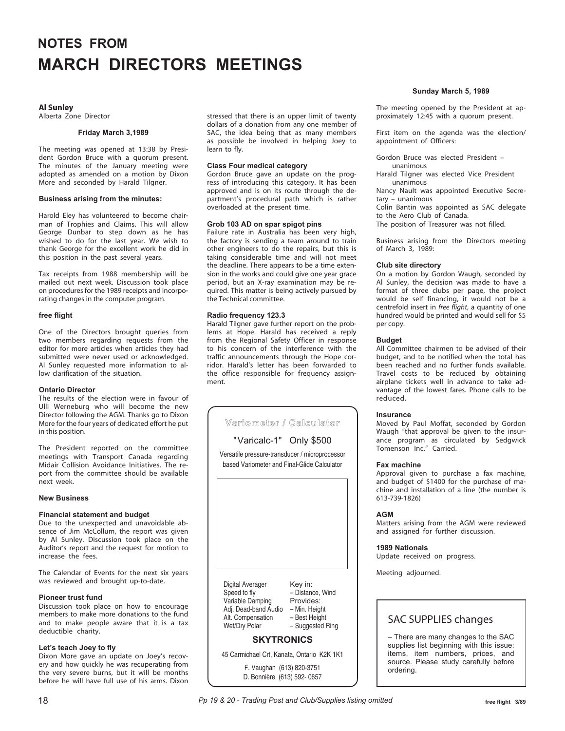# NOTES FROM
# MARCH DIRECTORS MEETINGS

**Al Sunley**
Alberta Zone Director

#### Friday March 3,1989

The meeting was opened at 13:38 by President Gordon Bruce with a quorum present. The minutes of the January meeting were adopted as amended on a motion by Dixon More and seconded by Harald Tilgner.

**Business arising from the minutes:**

Harold Eley has volunteered to become chairman of Trophies and Claims. This will allow George Dunbar to step down as he has wished to do for the last year. We wish to thank George for the excellent work he did in this position in the past several years.

Tax receipts from 1988 membership will be mailed out next week. Discussion took place on procedures for the 1989 receipts and incorporating changes in the computer program.

**free flight**

One of the Directors brought queries from two members regarding requests from the editor for more articles when articles they had submitted were never used or acknowledged. Al Sunley requested more information to allow clarification of the situation.

**Ontario Director**
The results of the election were in favour of Ulli Werneburg who will become the new Director following the AGM. Thanks go to Dixon More for the four years of dedicated effort he put in this position.

The President reported on the committee meetings with Transport Canada regarding Midair Collision Avoidance Initiatives. The report from the committee should be available next week.

**New Business**

**Financial statement and budget**
Due to the unexpected and unavoidable absence of Jim McCollum, the report was given by Al Sunley. Discussion took place on the Auditor's report and the request for motion to increase the fees.

The Calendar of Events for the next six years was reviewed and brought up-to-date.

**Pioneer trust fund**
Discussion took place on how to encourage members to make more donations to the fund and to make people aware that it is a tax deductible charity.

**Let's teach Joey to fly**
Dixon More gave an update on Joey's recovery and how quickly he was recuperating from the very severe burns, but it will be months before he will have full use of his arms. Dixon stressed that there is an upper limit of twenty dollars of a donation from any one member of SAC, the idea being that as many members as possible be involved in helping Joey to learn to fly.

**Class Four medical category**
Gordon Bruce gave an update on the progress of introducing this category. It has been approved and is on its route through the department's procedural path which is rather overloaded at the present time.

**Grob 103 AD on spar spigot pins**
Failure rate in Australia has been very high, the factory is sending a team around to train other engineers to do the repairs, but this is taking considerable time and will not meet the deadline. There appears to be a time extension in the works and could give one year grace period, but an X-ray examination may be required. This matter is being actively pursued by the Technical committee.

**Radio frequency 123.3**
Harald Tilgner gave further report on the problems at Hope. Harald has received a reply from the Regional Safety Officer in response to his concern of the interference with the traffic announcements through the Hope corridor. Harald's letter has been forwarded to the office responsible for frequency assignment.

**Variometer / Calculator**

"Varicalc-1" Only $500

Versatile pressure-transducer / microprocessor based Variometer and Final-Glide Calculator

Digital Averager
Speed to fly
Variable Damping
Adj. Dead-band Audio
Alt. Compensation
Wet/Dry Polar

Key in:
– Distance, Wind
Provides:
– Min. Height
– Best Height
– Suggested Ring

**SKYTRONICS**

45 Carmichael Crt, Kanata, Ontario K2K 1K1

F. Vaughan (613) 820-3751
D. Bonnière (613) 592- 0657

#### Sunday March 5, 1989

The meeting opened by the President at approximately 12:45 with a quorum present.

First item on the agenda was the election/appointment of Officers:

Gordon Bruce was elected President – unanimous
Harald Tilgner was elected Vice President unanimous
Nancy Nault was appointed Executive Secretary – unanimous
Colin Bantin was appointed as SAC delegate to the Aero Club of Canada.
The position of Treasurer was not filled.

Business arising from the Directors meeting of March 3, 1989:

**Club site directory**
On a motion by Gordon Waugh, seconded by Al Sunley, the decision was made to have a format of three clubs per page, the project would be self financing, it would not be a centrefold insert in *free flight*, a quantity of one hundred would be printed and would sell for $5 per copy.

**Budget**
All Committee chairmen to be advised of their budget, and to be notified when the total has been reached and no further funds available. Travel costs to be reduced by obtaining airplane tickets well in advance to take advantage of the lowest fares. Phone calls to be reduced.

**Insurance**
Moved by Paul Moffat, seconded by Gordon Waugh "that approval be given to the insurance program as circulated by Sedgwick Tomenson Inc." Carried.

**Fax machine**
Approval given to purchase a fax machine, and budget of $1400 for the purchase of machine and installation of a line (the number is 613-739-1826)

**AGM**
Matters arising from the AGM were reviewed and assigned for further discussion.

**1989 Nationals**
Update received on progress.

Meeting adjourned.

### SAC SUPPLIES changes

– There are many changes to the SAC supplies list beginning with this issue: items, item numbers, prices, and source. Please study carefully before ordering.

*Pp 19 & 20 - Trading Post and Club/Supplies listing omitted*